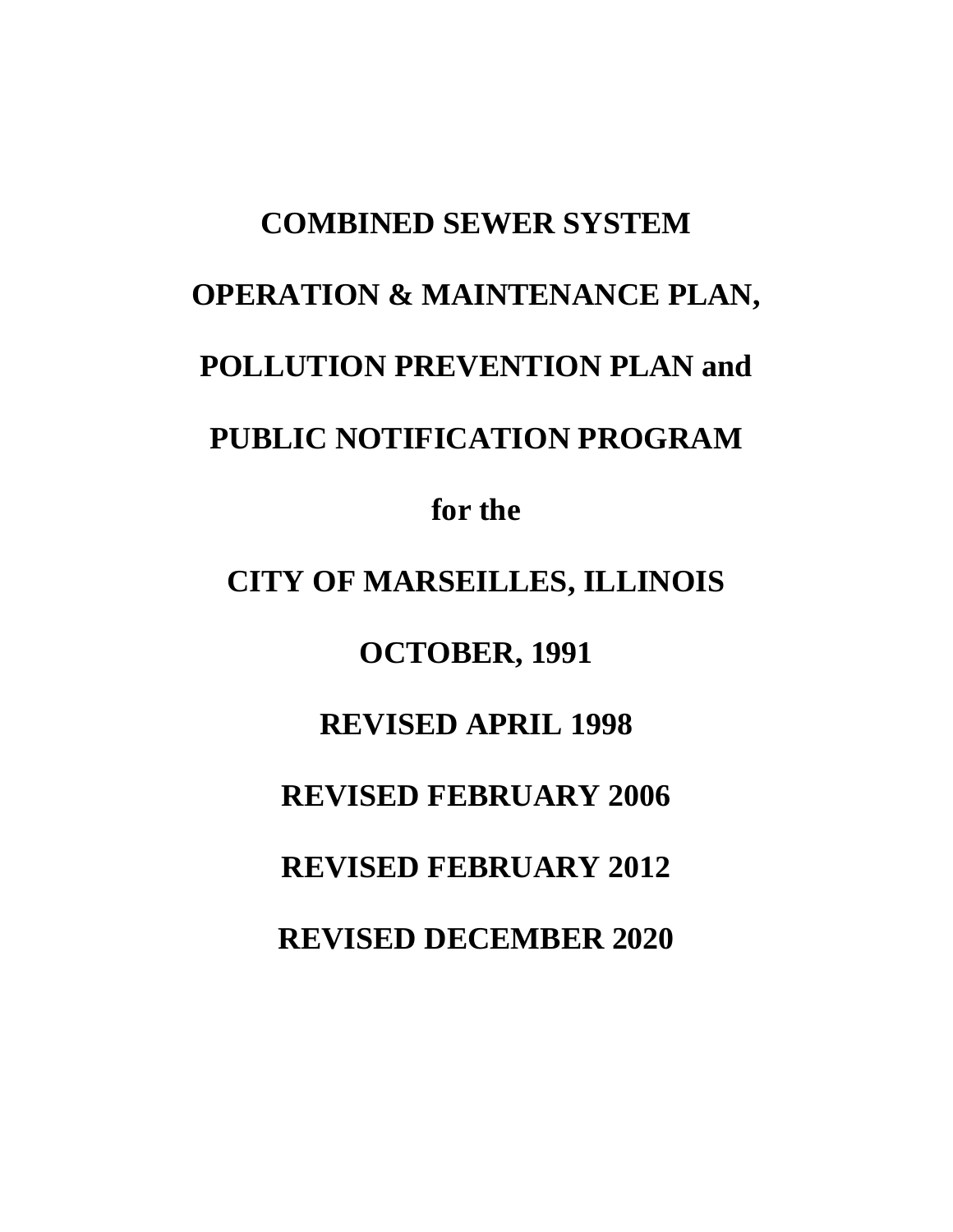# COMBINED SEWER SYSTEM

# OPERATION & MAINTENANCE PLAN,

# POLLUTION PREVENTION PLAN and

# PUBLIC NOTIFICATION PROGRAM

**for the**

**CITY OF MARSEILLES, ILLINOIS**

**OCTOBER, 1991**

**REVISED APRIL 1998**

**REVISED FEBRUARY 2006**

**REVISED FEBRUARY 2012**

**REVISED DECEMBER 2020**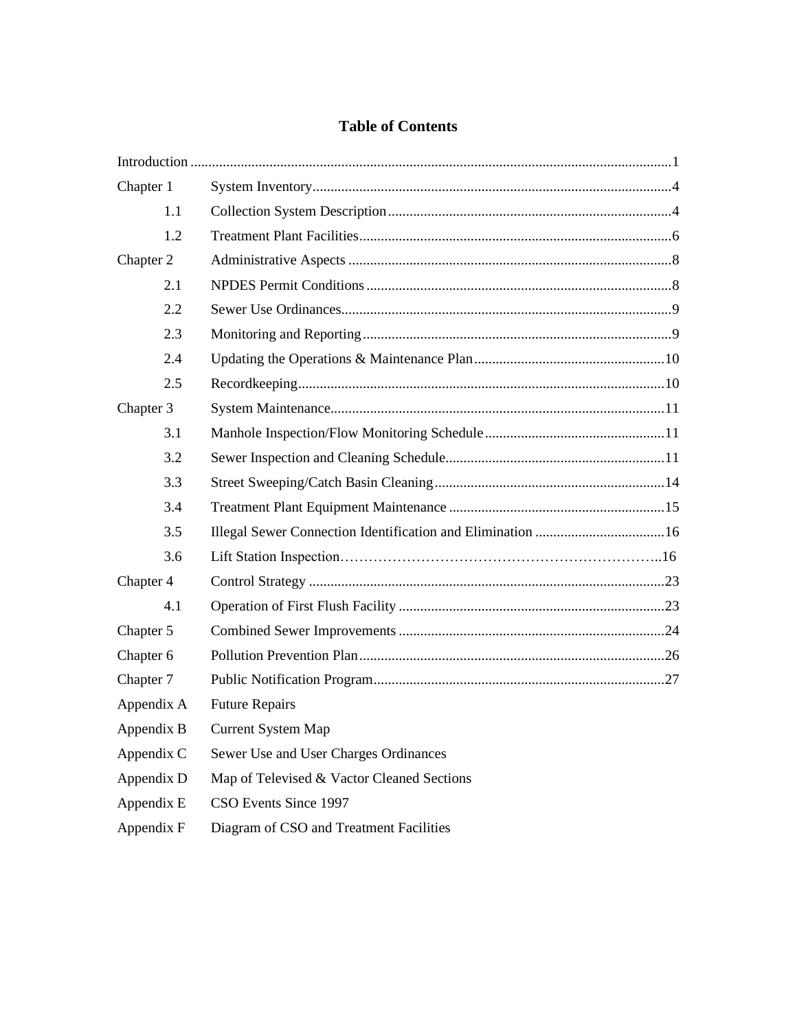# Table of Contents

| | | |
|---|---|---|
| Introduction | | 1 |
| Chapter 1 | System Inventory | 4 |
| 1.1 | Collection System Description | 4 |
| 1.2 | Treatment Plant Facilities | 6 |
| Chapter 2 | Administrative Aspects | 8 |
| 2.1 | NPDES Permit Conditions | 8 |
| 2.2 | Sewer Use Ordinances | 9 |
| 2.3 | Monitoring and Reporting | 9 |
| 2.4 | Updating the Operations & Maintenance Plan | 10 |
| 2.5 | Recordkeeping | 10 |
| Chapter 3 | System Maintenance | 11 |
| 3.1 | Manhole Inspection/Flow Monitoring Schedule | 11 |
| 3.2 | Sewer Inspection and Cleaning Schedule | 11 |
| 3.3 | Street Sweeping/Catch Basin Cleaning | 14 |
| 3.4 | Treatment Plant Equipment Maintenance | 15 |
| 3.5 | Illegal Sewer Connection Identification and Elimination | 16 |
| 3.6 | Lift Station Inspection | 16 |
| Chapter 4 | Control Strategy | 23 |
| 4.1 | Operation of First Flush Facility | 23 |
| Chapter 5 | Combined Sewer Improvements | 24 |
| Chapter 6 | Pollution Prevention Plan | 26 |
| Chapter 7 | Public Notification Program | 27 |
| Appendix A | Future Repairs | |
| Appendix B | Current System Map | |
| Appendix C | Sewer Use and User Charges Ordinances | |
| Appendix D | Map of Televised & Vactor Cleaned Sections | |
| Appendix E | CSO Events Since 1997 | |
| Appendix F | Diagram of CSO and Treatment Facilities | |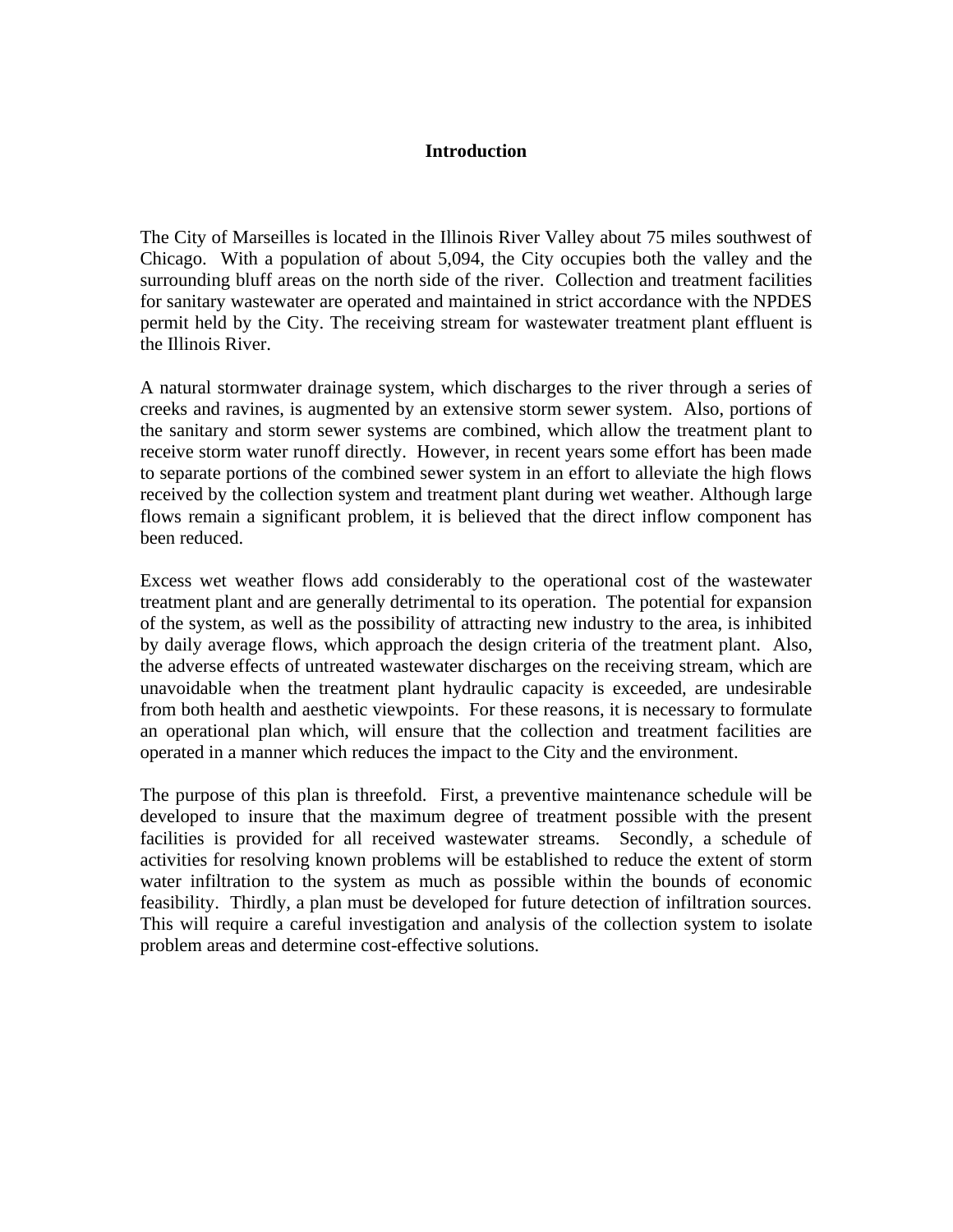# Introduction

The City of Marseilles is located in the Illinois River Valley about 75 miles southwest of Chicago. With a population of about 5,094, the City occupies both the valley and the surrounding bluff areas on the north side of the river. Collection and treatment facilities for sanitary wastewater are operated and maintained in strict accordance with the NPDES permit held by the City. The receiving stream for wastewater treatment plant effluent is the Illinois River.

A natural stormwater drainage system, which discharges to the river through a series of creeks and ravines, is augmented by an extensive storm sewer system. Also, portions of the sanitary and storm sewer systems are combined, which allow the treatment plant to receive storm water runoff directly. However, in recent years some effort has been made to separate portions of the combined sewer system in an effort to alleviate the high flows received by the collection system and treatment plant during wet weather. Although large flows remain a significant problem, it is believed that the direct inflow component has been reduced.

Excess wet weather flows add considerably to the operational cost of the wastewater treatment plant and are generally detrimental to its operation. The potential for expansion of the system, as well as the possibility of attracting new industry to the area, is inhibited by daily average flows, which approach the design criteria of the treatment plant. Also, the adverse effects of untreated wastewater discharges on the receiving stream, which are unavoidable when the treatment plant hydraulic capacity is exceeded, are undesirable from both health and aesthetic viewpoints. For these reasons, it is necessary to formulate an operational plan which, will ensure that the collection and treatment facilities are operated in a manner which reduces the impact to the City and the environment.

The purpose of this plan is threefold. First, a preventive maintenance schedule will be developed to insure that the maximum degree of treatment possible with the present facilities is provided for all received wastewater streams. Secondly, a schedule of activities for resolving known problems will be established to reduce the extent of storm water infiltration to the system as much as possible within the bounds of economic feasibility. Thirdly, a plan must be developed for future detection of infiltration sources. This will require a careful investigation and analysis of the collection system to isolate problem areas and determine cost-effective solutions.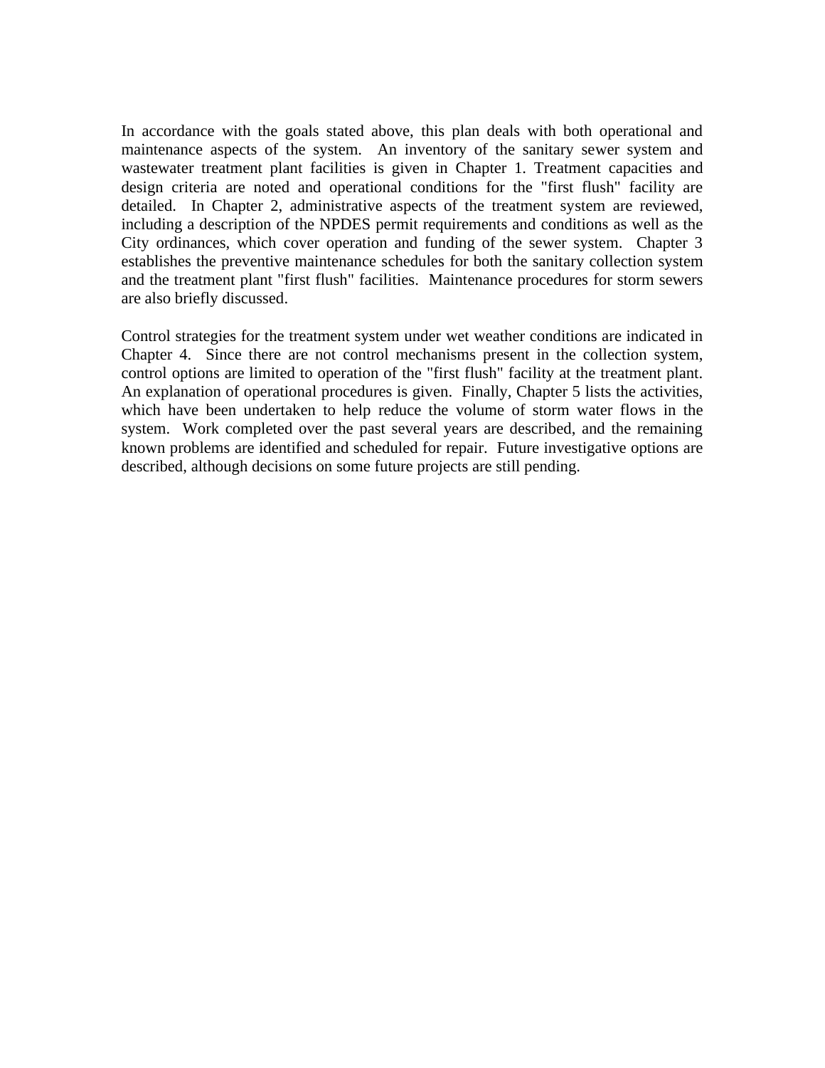In accordance with the goals stated above, this plan deals with both operational and maintenance aspects of the system. An inventory of the sanitary sewer system and wastewater treatment plant facilities is given in Chapter 1. Treatment capacities and design criteria are noted and operational conditions for the "first flush" facility are detailed. In Chapter 2, administrative aspects of the treatment system are reviewed, including a description of the NPDES permit requirements and conditions as well as the City ordinances, which cover operation and funding of the sewer system. Chapter 3 establishes the preventive maintenance schedules for both the sanitary collection system and the treatment plant "first flush" facilities. Maintenance procedures for storm sewers are also briefly discussed.

Control strategies for the treatment system under wet weather conditions are indicated in Chapter 4. Since there are not control mechanisms present in the collection system, control options are limited to operation of the "first flush" facility at the treatment plant. An explanation of operational procedures is given. Finally, Chapter 5 lists the activities, which have been undertaken to help reduce the volume of storm water flows in the system. Work completed over the past several years are described, and the remaining known problems are identified and scheduled for repair. Future investigative options are described, although decisions on some future projects are still pending.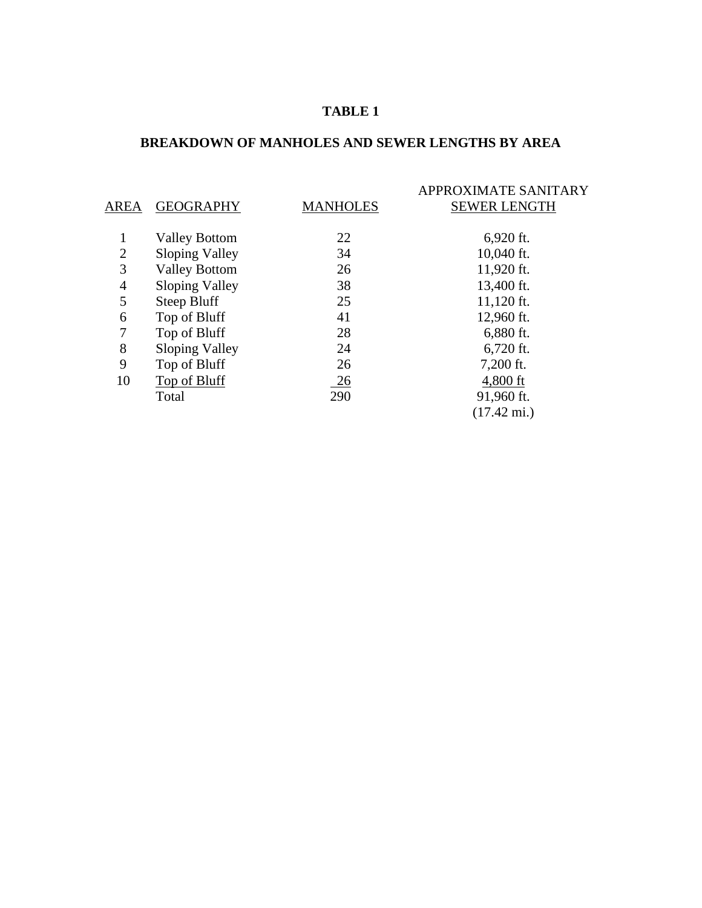# TABLE 1

## BREAKDOWN OF MANHOLES AND SEWER LENGTHS BY AREA

| AREA | GEOGRAPHY | MANHOLES | APPROXIMATE SANITARY SEWER LENGTH |
|---|---|---|---|
| 1 | Valley Bottom | 22 | 6,920 ft. |
| 2 | Sloping Valley | 34 | 10,040 ft. |
| 3 | Valley Bottom | 26 | 11,920 ft. |
| 4 | Sloping Valley | 38 | 13,400 ft. |
| 5 | Steep Bluff | 25 | 11,120 ft. |
| 6 | Top of Bluff | 41 | 12,960 ft. |
| 7 | Top of Bluff | 28 | 6,880 ft. |
| 8 | Sloping Valley | 24 | 6,720 ft. |
| 9 | Top of Bluff | 26 | 7,200 ft. |
| 10 | Top of Bluff | 26 | 4,800 ft |
| | Total | 290 | 91,960 ft. (17.42 mi.) |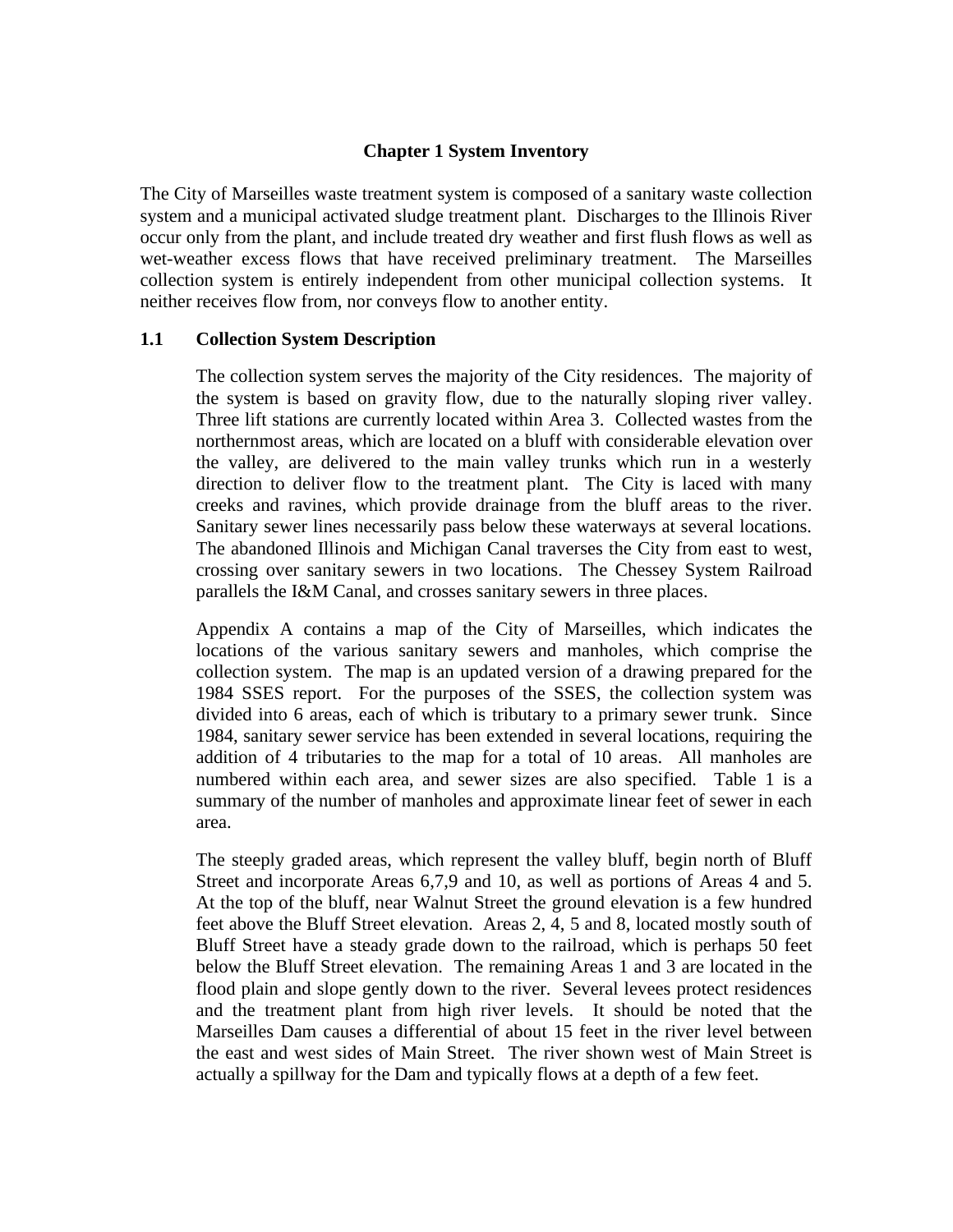# Chapter 1 System Inventory

The City of Marseilles waste treatment system is composed of a sanitary waste collection system and a municipal activated sludge treatment plant. Discharges to the Illinois River occur only from the plant, and include treated dry weather and first flush flows as well as wet-weather excess flows that have received preliminary treatment. The Marseilles collection system is entirely independent from other municipal collection systems. It neither receives flow from, nor conveys flow to another entity.

## 1.1 Collection System Description

The collection system serves the majority of the City residences. The majority of the system is based on gravity flow, due to the naturally sloping river valley. Three lift stations are currently located within Area 3. Collected wastes from the northernmost areas, which are located on a bluff with considerable elevation over the valley, are delivered to the main valley trunks which run in a westerly direction to deliver flow to the treatment plant. The City is laced with many creeks and ravines, which provide drainage from the bluff areas to the river. Sanitary sewer lines necessarily pass below these waterways at several locations. The abandoned Illinois and Michigan Canal traverses the City from east to west, crossing over sanitary sewers in two locations. The Chessey System Railroad parallels the I&M Canal, and crosses sanitary sewers in three places.

Appendix A contains a map of the City of Marseilles, which indicates the locations of the various sanitary sewers and manholes, which comprise the collection system. The map is an updated version of a drawing prepared for the 1984 SSES report. For the purposes of the SSES, the collection system was divided into 6 areas, each of which is tributary to a primary sewer trunk. Since 1984, sanitary sewer service has been extended in several locations, requiring the addition of 4 tributaries to the map for a total of 10 areas. All manholes are numbered within each area, and sewer sizes are also specified. Table 1 is a summary of the number of manholes and approximate linear feet of sewer in each area.

The steeply graded areas, which represent the valley bluff, begin north of Bluff Street and incorporate Areas 6,7,9 and 10, as well as portions of Areas 4 and 5. At the top of the bluff, near Walnut Street the ground elevation is a few hundred feet above the Bluff Street elevation. Areas 2, 4, 5 and 8, located mostly south of Bluff Street have a steady grade down to the railroad, which is perhaps 50 feet below the Bluff Street elevation. The remaining Areas 1 and 3 are located in the flood plain and slope gently down to the river. Several levees protect residences and the treatment plant from high river levels. It should be noted that the Marseilles Dam causes a differential of about 15 feet in the river level between the east and west sides of Main Street. The river shown west of Main Street is actually a spillway for the Dam and typically flows at a depth of a few feet.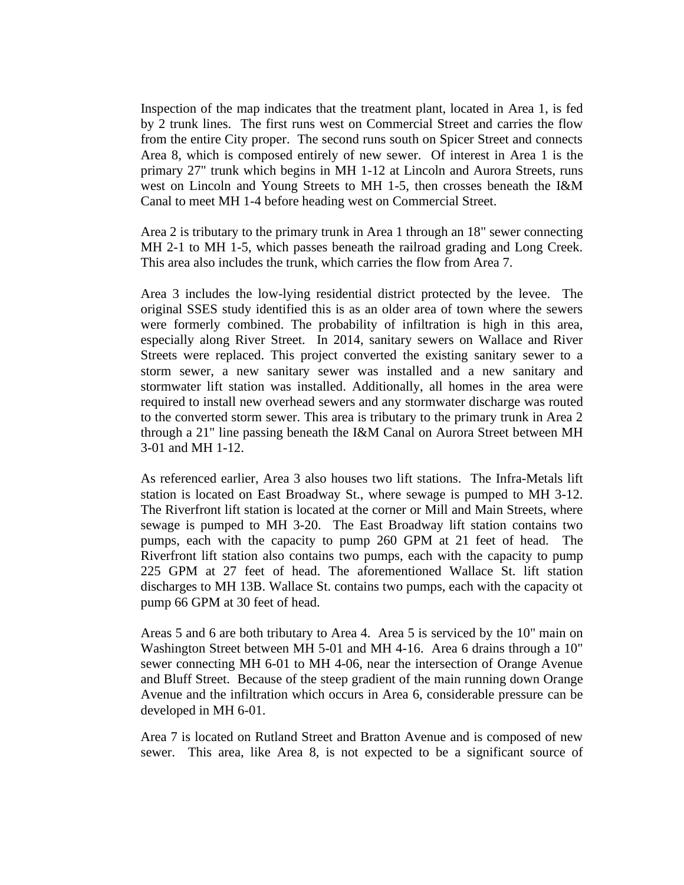Inspection of the map indicates that the treatment plant, located in Area 1, is fed by 2 trunk lines. The first runs west on Commercial Street and carries the flow from the entire City proper. The second runs south on Spicer Street and connects Area 8, which is composed entirely of new sewer. Of interest in Area 1 is the primary 27" trunk which begins in MH 1-12 at Lincoln and Aurora Streets, runs west on Lincoln and Young Streets to MH 1-5, then crosses beneath the I&M Canal to meet MH 1-4 before heading west on Commercial Street.

Area 2 is tributary to the primary trunk in Area 1 through an 18" sewer connecting MH 2-1 to MH 1-5, which passes beneath the railroad grading and Long Creek. This area also includes the trunk, which carries the flow from Area 7.

Area 3 includes the low-lying residential district protected by the levee. The original SSES study identified this is as an older area of town where the sewers were formerly combined. The probability of infiltration is high in this area, especially along River Street. In 2014, sanitary sewers on Wallace and River Streets were replaced. This project converted the existing sanitary sewer to a storm sewer, a new sanitary sewer was installed and a new sanitary and stormwater lift station was installed. Additionally, all homes in the area were required to install new overhead sewers and any stormwater discharge was routed to the converted storm sewer. This area is tributary to the primary trunk in Area 2 through a 21" line passing beneath the I&M Canal on Aurora Street between MH 3-01 and MH 1-12.

As referenced earlier, Area 3 also houses two lift stations. The Infra-Metals lift station is located on East Broadway St., where sewage is pumped to MH 3-12. The Riverfront lift station is located at the corner or Mill and Main Streets, where sewage is pumped to MH 3-20. The East Broadway lift station contains two pumps, each with the capacity to pump 260 GPM at 21 feet of head. The Riverfront lift station also contains two pumps, each with the capacity to pump 225 GPM at 27 feet of head. The aforementioned Wallace St. lift station discharges to MH 13B. Wallace St. contains two pumps, each with the capacity ot pump 66 GPM at 30 feet of head.

Areas 5 and 6 are both tributary to Area 4. Area 5 is serviced by the 10" main on Washington Street between MH 5-01 and MH 4-16. Area 6 drains through a 10" sewer connecting MH 6-01 to MH 4-06, near the intersection of Orange Avenue and Bluff Street. Because of the steep gradient of the main running down Orange Avenue and the infiltration which occurs in Area 6, considerable pressure can be developed in MH 6-01.

Area 7 is located on Rutland Street and Bratton Avenue and is composed of new sewer. This area, like Area 8, is not expected to be a significant source of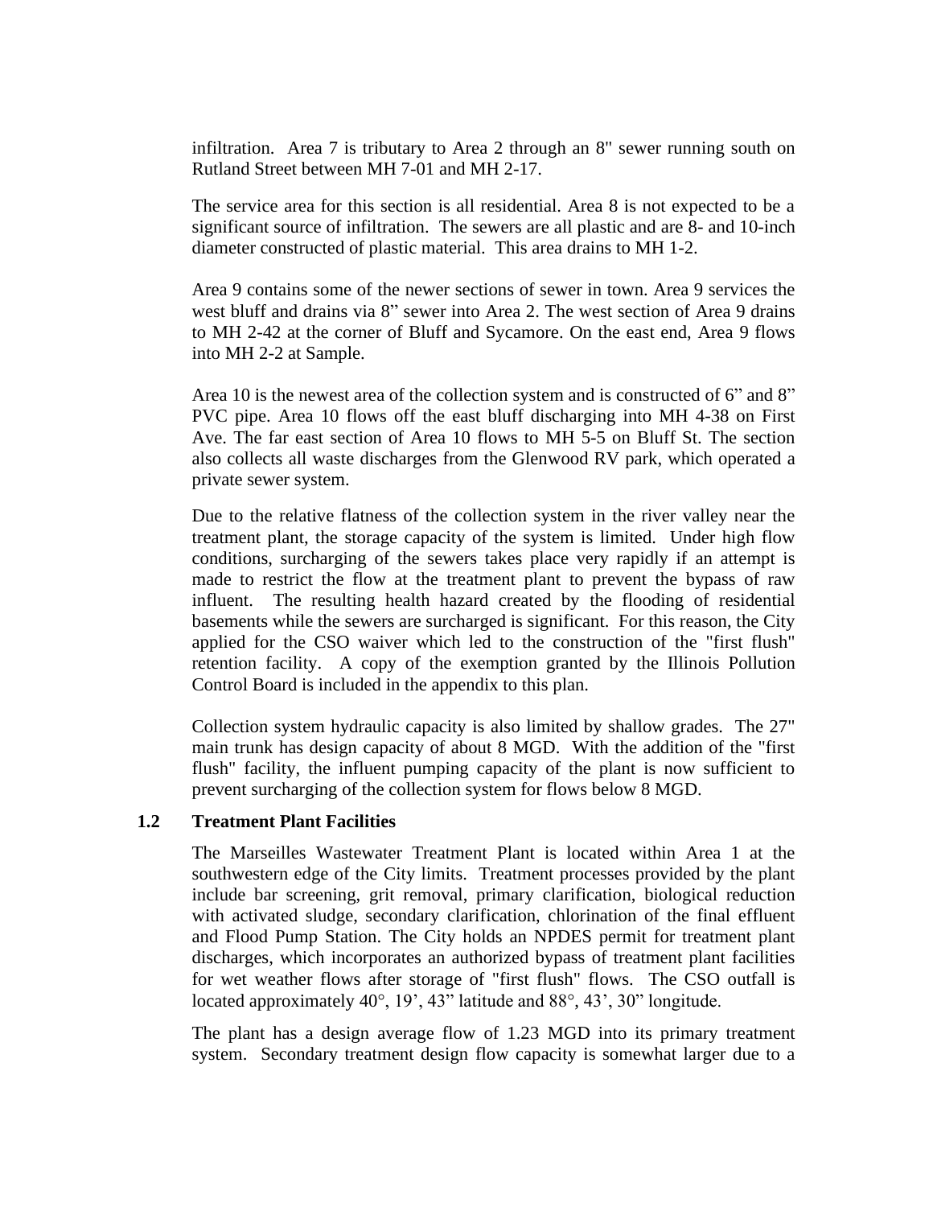infiltration. Area 7 is tributary to Area 2 through an 8" sewer running south on Rutland Street between MH 7-01 and MH 2-17.

The service area for this section is all residential. Area 8 is not expected to be a significant source of infiltration. The sewers are all plastic and are 8- and 10-inch diameter constructed of plastic material. This area drains to MH 1-2.

Area 9 contains some of the newer sections of sewer in town. Area 9 services the west bluff and drains via 8" sewer into Area 2. The west section of Area 9 drains to MH 2-42 at the corner of Bluff and Sycamore. On the east end, Area 9 flows into MH 2-2 at Sample.

Area 10 is the newest area of the collection system and is constructed of 6" and 8" PVC pipe. Area 10 flows off the east bluff discharging into MH 4-38 on First Ave. The far east section of Area 10 flows to MH 5-5 on Bluff St. The section also collects all waste discharges from the Glenwood RV park, which operated a private sewer system.

Due to the relative flatness of the collection system in the river valley near the treatment plant, the storage capacity of the system is limited. Under high flow conditions, surcharging of the sewers takes place very rapidly if an attempt is made to restrict the flow at the treatment plant to prevent the bypass of raw influent. The resulting health hazard created by the flooding of residential basements while the sewers are surcharged is significant. For this reason, the City applied for the CSO waiver which led to the construction of the "first flush" retention facility. A copy of the exemption granted by the Illinois Pollution Control Board is included in the appendix to this plan.

Collection system hydraulic capacity is also limited by shallow grades. The 27" main trunk has design capacity of about 8 MGD. With the addition of the "first flush" facility, the influent pumping capacity of the plant is now sufficient to prevent surcharging of the collection system for flows below 8 MGD.

## 1.2 Treatment Plant Facilities

The Marseilles Wastewater Treatment Plant is located within Area 1 at the southwestern edge of the City limits. Treatment processes provided by the plant include bar screening, grit removal, primary clarification, biological reduction with activated sludge, secondary clarification, chlorination of the final effluent and Flood Pump Station. The City holds an NPDES permit for treatment plant discharges, which incorporates an authorized bypass of treatment plant facilities for wet weather flows after storage of "first flush" flows. The CSO outfall is located approximately 40°, 19', 43" latitude and 88°, 43', 30" longitude.

The plant has a design average flow of 1.23 MGD into its primary treatment system. Secondary treatment design flow capacity is somewhat larger due to a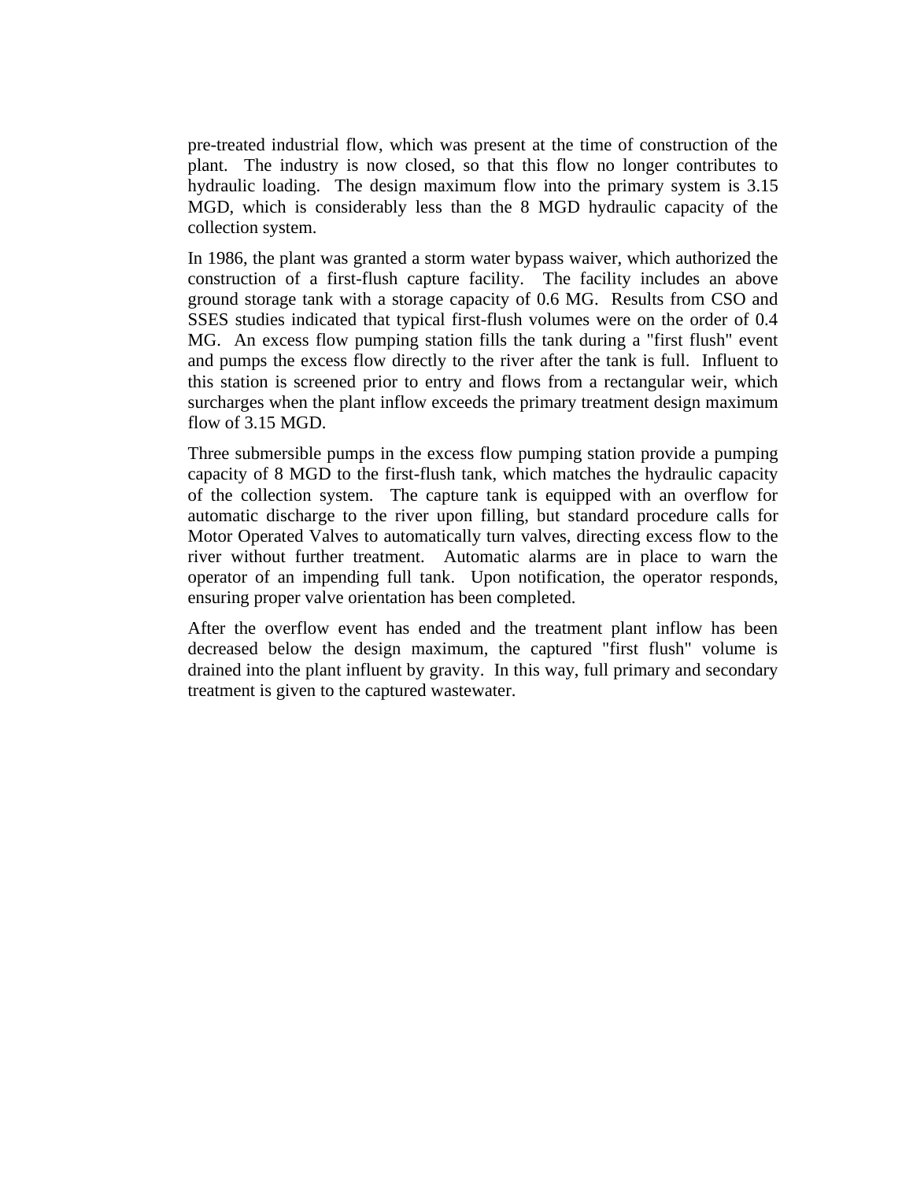pre-treated industrial flow, which was present at the time of construction of the plant. The industry is now closed, so that this flow no longer contributes to hydraulic loading. The design maximum flow into the primary system is 3.15 MGD, which is considerably less than the 8 MGD hydraulic capacity of the collection system.

In 1986, the plant was granted a storm water bypass waiver, which authorized the construction of a first-flush capture facility. The facility includes an above ground storage tank with a storage capacity of 0.6 MG. Results from CSO and SSES studies indicated that typical first-flush volumes were on the order of 0.4 MG. An excess flow pumping station fills the tank during a "first flush" event and pumps the excess flow directly to the river after the tank is full. Influent to this station is screened prior to entry and flows from a rectangular weir, which surcharges when the plant inflow exceeds the primary treatment design maximum flow of 3.15 MGD.

Three submersible pumps in the excess flow pumping station provide a pumping capacity of 8 MGD to the first-flush tank, which matches the hydraulic capacity of the collection system. The capture tank is equipped with an overflow for automatic discharge to the river upon filling, but standard procedure calls for Motor Operated Valves to automatically turn valves, directing excess flow to the river without further treatment. Automatic alarms are in place to warn the operator of an impending full tank. Upon notification, the operator responds, ensuring proper valve orientation has been completed.

After the overflow event has ended and the treatment plant inflow has been decreased below the design maximum, the captured "first flush" volume is drained into the plant influent by gravity. In this way, full primary and secondary treatment is given to the captured wastewater.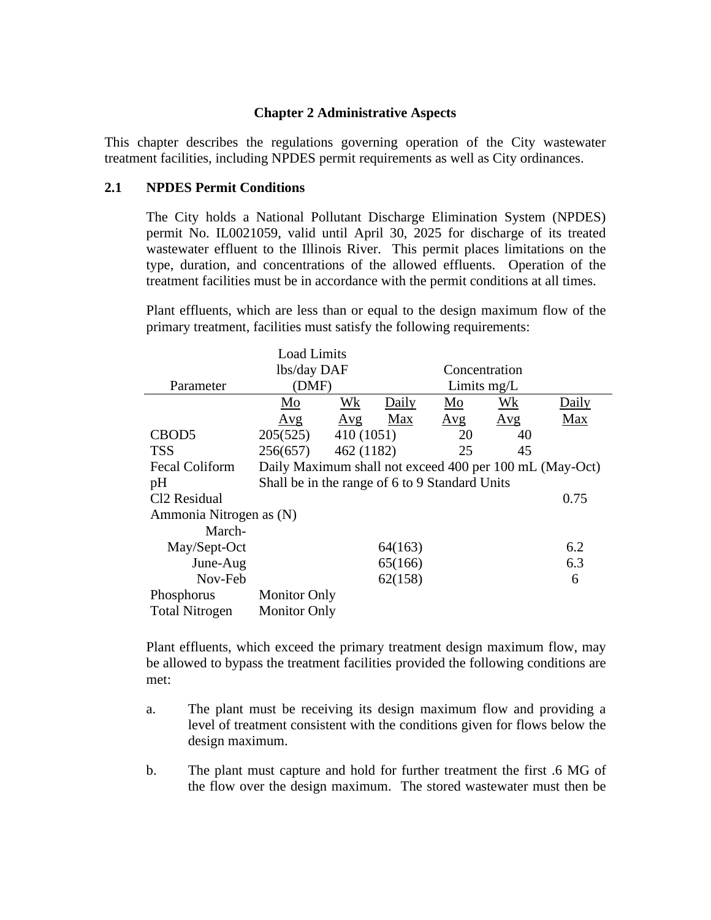# Chapter 2 Administrative Aspects

This chapter describes the regulations governing operation of the City wastewater treatment facilities, including NPDES permit requirements as well as City ordinances.

## 2.1 NPDES Permit Conditions

The City holds a National Pollutant Discharge Elimination System (NPDES) permit No. IL0021059, valid until April 30, 2025 for discharge of its treated wastewater effluent to the Illinois River. This permit places limitations on the type, duration, and concentrations of the allowed effluents. Operation of the treatment facilities must be in accordance with the permit conditions at all times.

Plant effluents, which are less than or equal to the design maximum flow of the primary treatment, facilities must satisfy the following requirements:

| Parameter | Load Limits lbs/day DAF (DMF) | | | Concentration Limits mg/L | | |
|---|---|---|---|---|---|---|
| | Mo Avg | Wk Avg | Daily Max | Mo Avg | Wk Avg | Daily Max |
| CBOD5 | 205(525) | 410 (1051) | | 20 | 40 | |
| TSS | 256(657) | 462 (1182) | | 25 | 45 | |
| Fecal Coliform | Daily Maximum shall not exceed 400 per 100 mL (May-Oct) | | | | | |
| pH | Shall be in the range of 6 to 9 Standard Units | | | | | |
| Cl2 Residual | | | | | | 0.75 |
| Ammonia Nitrogen as (N) | | | | | | |
| March-May/Sept-Oct | | | 64(163) | | | 6.2 |
| June-Aug | | | 65(166) | | | 6.3 |
| Nov-Feb | | | 62(158) | | | 6 |
| Phosphorus | Monitor Only | | | | | |
| Total Nitrogen | Monitor Only | | | | | |

Plant effluents, which exceed the primary treatment design maximum flow, may be allowed to bypass the treatment facilities provided the following conditions are met:

a. The plant must be receiving its design maximum flow and providing a level of treatment consistent with the conditions given for flows below the design maximum.

b. The plant must capture and hold for further treatment the first .6 MG of the flow over the design maximum. The stored wastewater must then be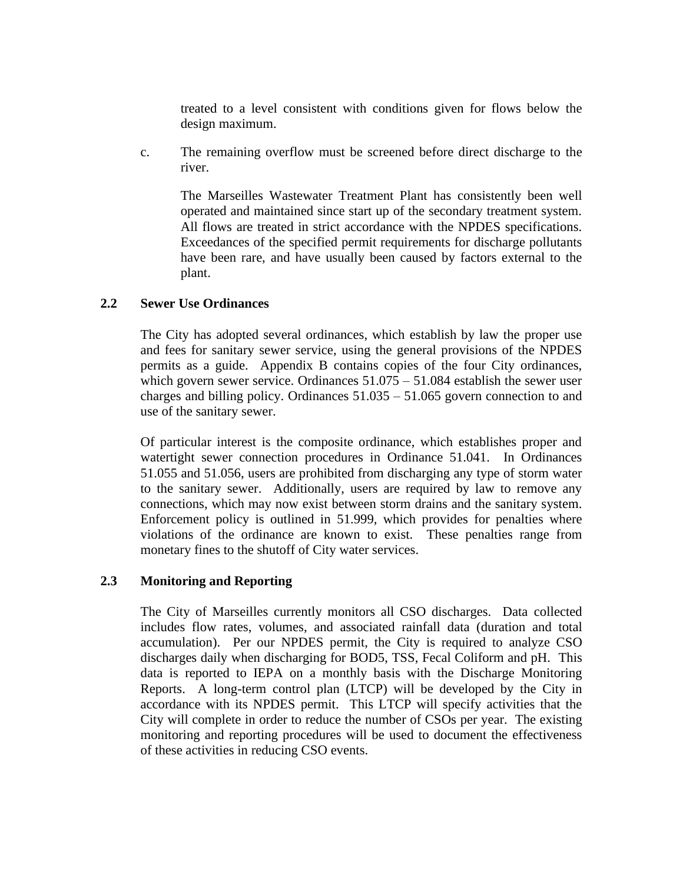treated to a level consistent with conditions given for flows below the design maximum.

c. The remaining overflow must be screened before direct discharge to the river.

The Marseilles Wastewater Treatment Plant has consistently been well operated and maintained since start up of the secondary treatment system. All flows are treated in strict accordance with the NPDES specifications. Exceedances of the specified permit requirements for discharge pollutants have been rare, and have usually been caused by factors external to the plant.

## 2.2 Sewer Use Ordinances

The City has adopted several ordinances, which establish by law the proper use and fees for sanitary sewer service, using the general provisions of the NPDES permits as a guide. Appendix B contains copies of the four City ordinances, which govern sewer service. Ordinances 51.075 – 51.084 establish the sewer user charges and billing policy. Ordinances 51.035 – 51.065 govern connection to and use of the sanitary sewer.

Of particular interest is the composite ordinance, which establishes proper and watertight sewer connection procedures in Ordinance 51.041. In Ordinances 51.055 and 51.056, users are prohibited from discharging any type of storm water to the sanitary sewer. Additionally, users are required by law to remove any connections, which may now exist between storm drains and the sanitary system. Enforcement policy is outlined in 51.999, which provides for penalties where violations of the ordinance are known to exist. These penalties range from monetary fines to the shutoff of City water services.

## 2.3 Monitoring and Reporting

The City of Marseilles currently monitors all CSO discharges. Data collected includes flow rates, volumes, and associated rainfall data (duration and total accumulation). Per our NPDES permit, the City is required to analyze CSO discharges daily when discharging for BOD5, TSS, Fecal Coliform and pH. This data is reported to IEPA on a monthly basis with the Discharge Monitoring Reports. A long-term control plan (LTCP) will be developed by the City in accordance with its NPDES permit. This LTCP will specify activities that the City will complete in order to reduce the number of CSOs per year. The existing monitoring and reporting procedures will be used to document the effectiveness of these activities in reducing CSO events.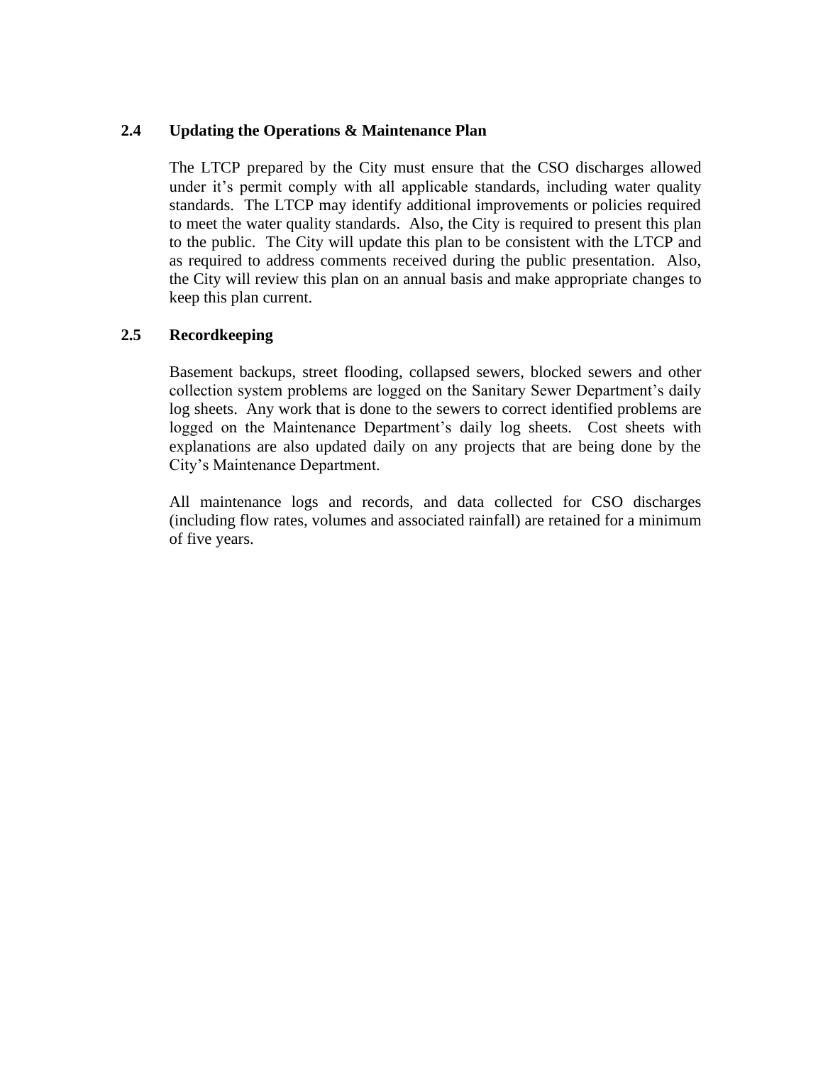### 2.4 Updating the Operations & Maintenance Plan

The LTCP prepared by the City must ensure that the CSO discharges allowed under it's permit comply with all applicable standards, including water quality standards. The LTCP may identify additional improvements or policies required to meet the water quality standards. Also, the City is required to present this plan to the public. The City will update this plan to be consistent with the LTCP and as required to address comments received during the public presentation. Also, the City will review this plan on an annual basis and make appropriate changes to keep this plan current.

### 2.5 Recordkeeping

Basement backups, street flooding, collapsed sewers, blocked sewers and other collection system problems are logged on the Sanitary Sewer Department's daily log sheets. Any work that is done to the sewers to correct identified problems are logged on the Maintenance Department's daily log sheets. Cost sheets with explanations are also updated daily on any projects that are being done by the City's Maintenance Department.

All maintenance logs and records, and data collected for CSO discharges (including flow rates, volumes and associated rainfall) are retained for a minimum of five years.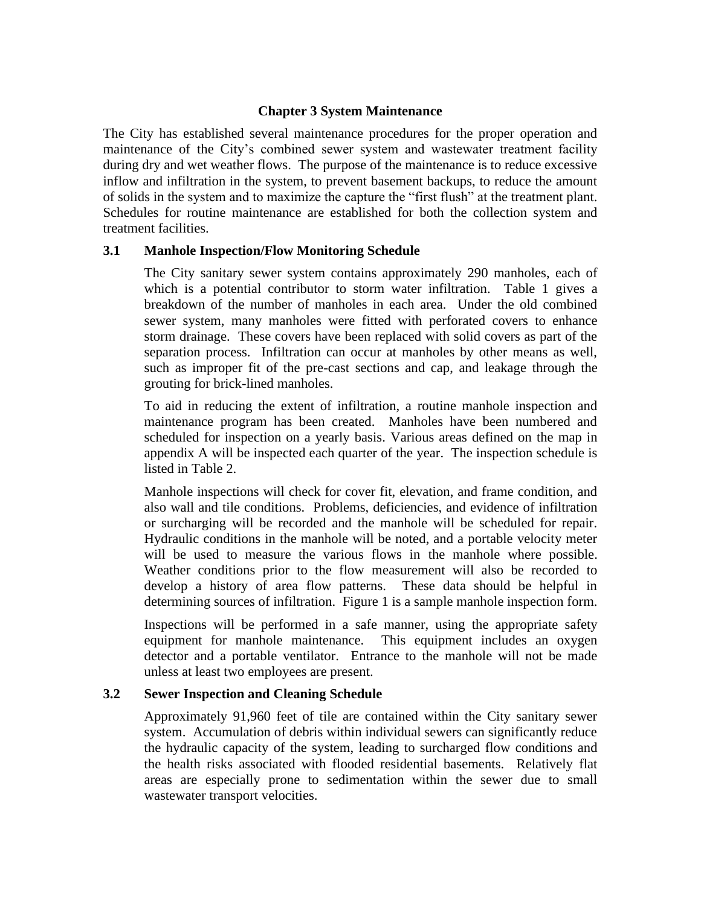# Chapter 3 System Maintenance

The City has established several maintenance procedures for the proper operation and maintenance of the City's combined sewer system and wastewater treatment facility during dry and wet weather flows. The purpose of the maintenance is to reduce excessive inflow and infiltration in the system, to prevent basement backups, to reduce the amount of solids in the system and to maximize the capture the "first flush" at the treatment plant. Schedules for routine maintenance are established for both the collection system and treatment facilities.

## 3.1 Manhole Inspection/Flow Monitoring Schedule

The City sanitary sewer system contains approximately 290 manholes, each of which is a potential contributor to storm water infiltration. Table 1 gives a breakdown of the number of manholes in each area. Under the old combined sewer system, many manholes were fitted with perforated covers to enhance storm drainage. These covers have been replaced with solid covers as part of the separation process. Infiltration can occur at manholes by other means as well, such as improper fit of the pre-cast sections and cap, and leakage through the grouting for brick-lined manholes.

To aid in reducing the extent of infiltration, a routine manhole inspection and maintenance program has been created. Manholes have been numbered and scheduled for inspection on a yearly basis. Various areas defined on the map in appendix A will be inspected each quarter of the year. The inspection schedule is listed in Table 2.

Manhole inspections will check for cover fit, elevation, and frame condition, and also wall and tile conditions. Problems, deficiencies, and evidence of infiltration or surcharging will be recorded and the manhole will be scheduled for repair. Hydraulic conditions in the manhole will be noted, and a portable velocity meter will be used to measure the various flows in the manhole where possible. Weather conditions prior to the flow measurement will also be recorded to develop a history of area flow patterns. These data should be helpful in determining sources of infiltration. Figure 1 is a sample manhole inspection form.

Inspections will be performed in a safe manner, using the appropriate safety equipment for manhole maintenance. This equipment includes an oxygen detector and a portable ventilator. Entrance to the manhole will not be made unless at least two employees are present.

## 3.2 Sewer Inspection and Cleaning Schedule

Approximately 91,960 feet of tile are contained within the City sanitary sewer system. Accumulation of debris within individual sewers can significantly reduce the hydraulic capacity of the system, leading to surcharged flow conditions and the health risks associated with flooded residential basements. Relatively flat areas are especially prone to sedimentation within the sewer due to small wastewater transport velocities.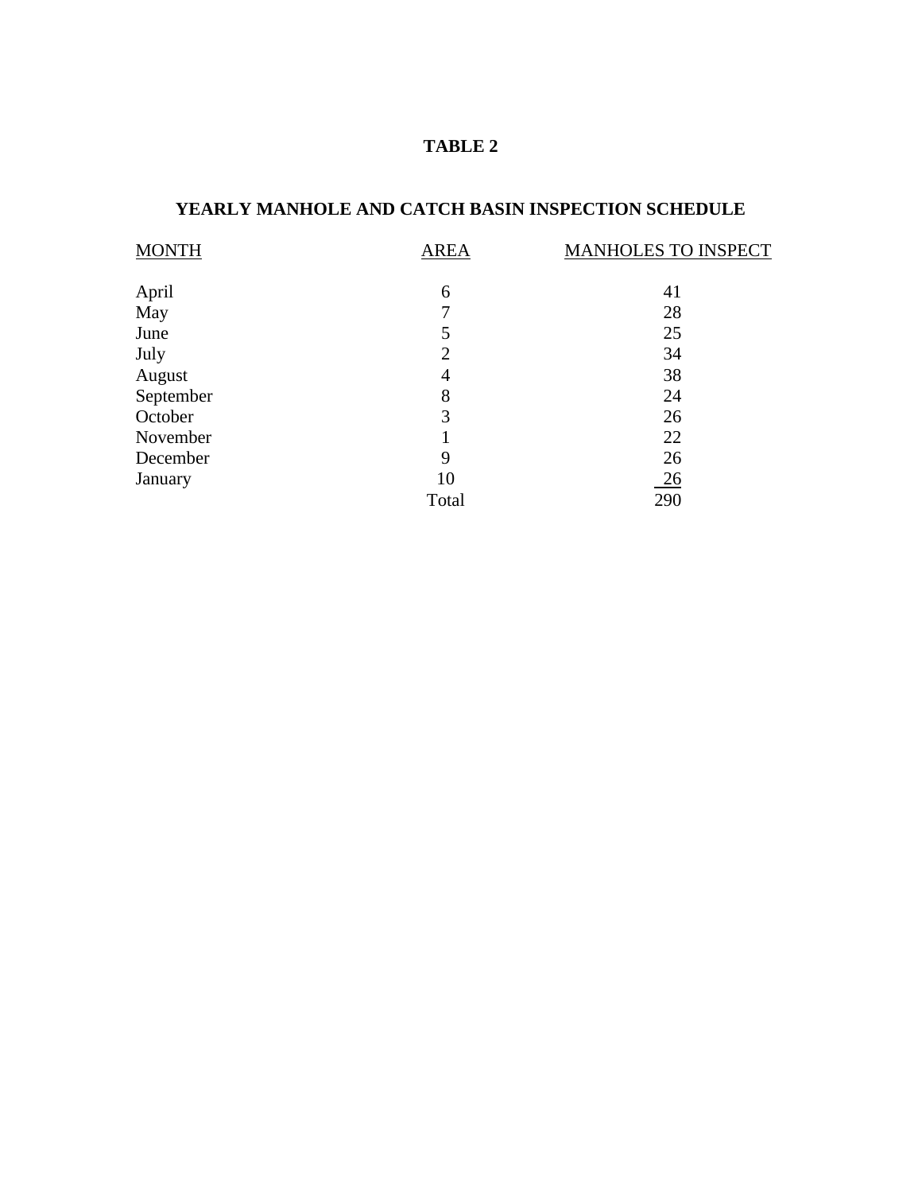**TABLE 2**

**YEARLY MANHOLE AND CATCH BASIN INSPECTION SCHEDULE**

| MONTH | AREA | MANHOLES TO INSPECT |
|---|---|---|
| April | 6 | 41 |
| May | 7 | 28 |
| June | 5 | 25 |
| July | 2 | 34 |
| August | 4 | 38 |
| September | 8 | 24 |
| October | 3 | 26 |
| November | 1 | 22 |
| December | 9 | 26 |
| January | 10 | 26 |
| | Total | 290 |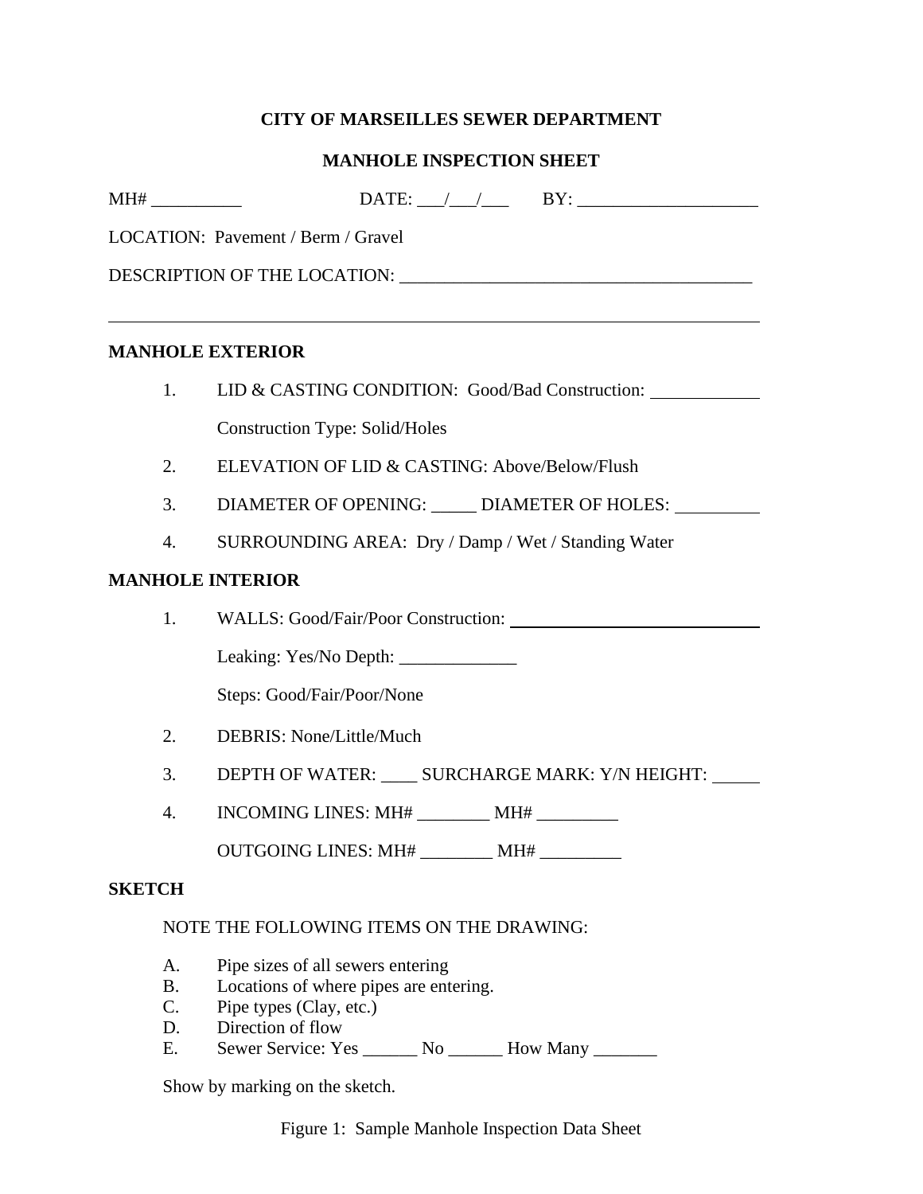**CITY OF MARSEILLES SEWER DEPARTMENT**

**MANHOLE INSPECTION SHEET**

MH# __________ DATE: ___/___/___ BY: ____________________

LOCATION: Pavement / Berm / Gravel

DESCRIPTION OF THE LOCATION: _______________________________________

___________________________________________________________________________

**MANHOLE EXTERIOR**

1. LID & CASTING CONDITION: Good/Bad Construction: ____________

   Construction Type: Solid/Holes

2. ELEVATION OF LID & CASTING: Above/Below/Flush

3. DIAMETER OF OPENING: _____ DIAMETER OF HOLES: _________

4. SURROUNDING AREA: Dry / Damp / Wet / Standing Water

**MANHOLE INTERIOR**

1. WALLS: Good/Fair/Poor Construction: ____________________________

   Leaking: Yes/No Depth: _____________

   Steps: Good/Fair/Poor/None

2. DEBRIS: None/Little/Much

3. DEPTH OF WATER: ____ SURCHARGE MARK: Y/N HEIGHT: _____

4. INCOMING LINES: MH# ________ MH# _________

   OUTGOING LINES: MH# ________ MH# _________

**SKETCH**

NOTE THE FOLLOWING ITEMS ON THE DRAWING:

A. Pipe sizes of all sewers entering
B. Locations of where pipes are entering.
C. Pipe types (Clay, etc.)
D. Direction of flow
E. Sewer Service: Yes ______ No ______ How Many _______

Show by marking on the sketch.

Figure 1: Sample Manhole Inspection Data Sheet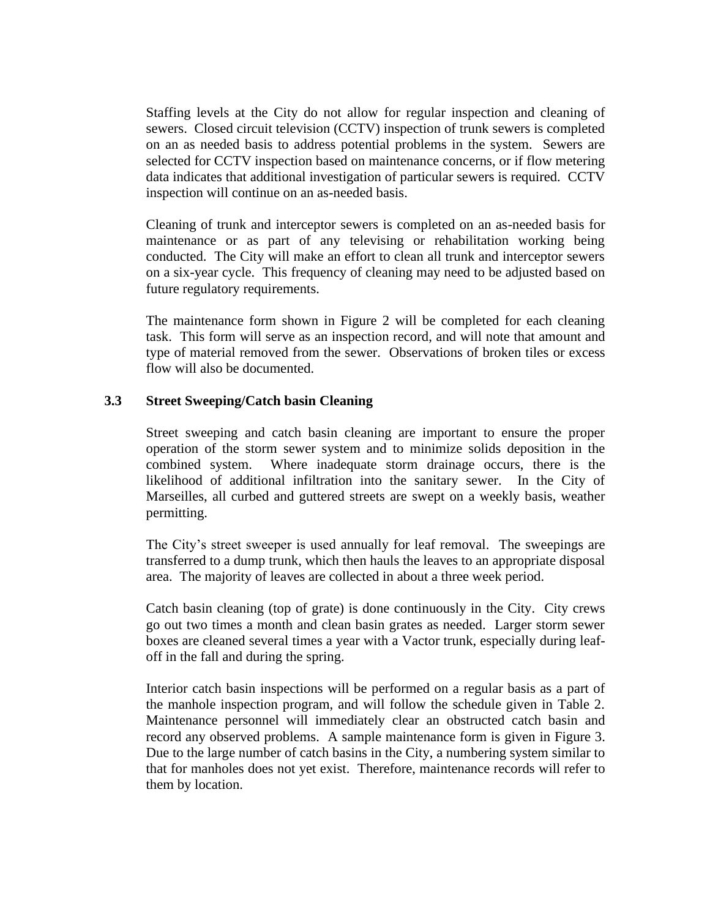Staffing levels at the City do not allow for regular inspection and cleaning of sewers. Closed circuit television (CCTV) inspection of trunk sewers is completed on an as needed basis to address potential problems in the system. Sewers are selected for CCTV inspection based on maintenance concerns, or if flow metering data indicates that additional investigation of particular sewers is required. CCTV inspection will continue on an as-needed basis.

Cleaning of trunk and interceptor sewers is completed on an as-needed basis for maintenance or as part of any televising or rehabilitation working being conducted. The City will make an effort to clean all trunk and interceptor sewers on a six-year cycle. This frequency of cleaning may need to be adjusted based on future regulatory requirements.

The maintenance form shown in Figure 2 will be completed for each cleaning task. This form will serve as an inspection record, and will note that amount and type of material removed from the sewer. Observations of broken tiles or excess flow will also be documented.

### 3.3 Street Sweeping/Catch basin Cleaning

Street sweeping and catch basin cleaning are important to ensure the proper operation of the storm sewer system and to minimize solids deposition in the combined system. Where inadequate storm drainage occurs, there is the likelihood of additional infiltration into the sanitary sewer. In the City of Marseilles, all curbed and guttered streets are swept on a weekly basis, weather permitting.

The City's street sweeper is used annually for leaf removal. The sweepings are transferred to a dump trunk, which then hauls the leaves to an appropriate disposal area. The majority of leaves are collected in about a three week period.

Catch basin cleaning (top of grate) is done continuously in the City. City crews go out two times a month and clean basin grates as needed. Larger storm sewer boxes are cleaned several times a year with a Vactor trunk, especially during leaf-off in the fall and during the spring.

Interior catch basin inspections will be performed on a regular basis as a part of the manhole inspection program, and will follow the schedule given in Table 2. Maintenance personnel will immediately clear an obstructed catch basin and record any observed problems. A sample maintenance form is given in Figure 3. Due to the large number of catch basins in the City, a numbering system similar to that for manholes does not yet exist. Therefore, maintenance records will refer to them by location.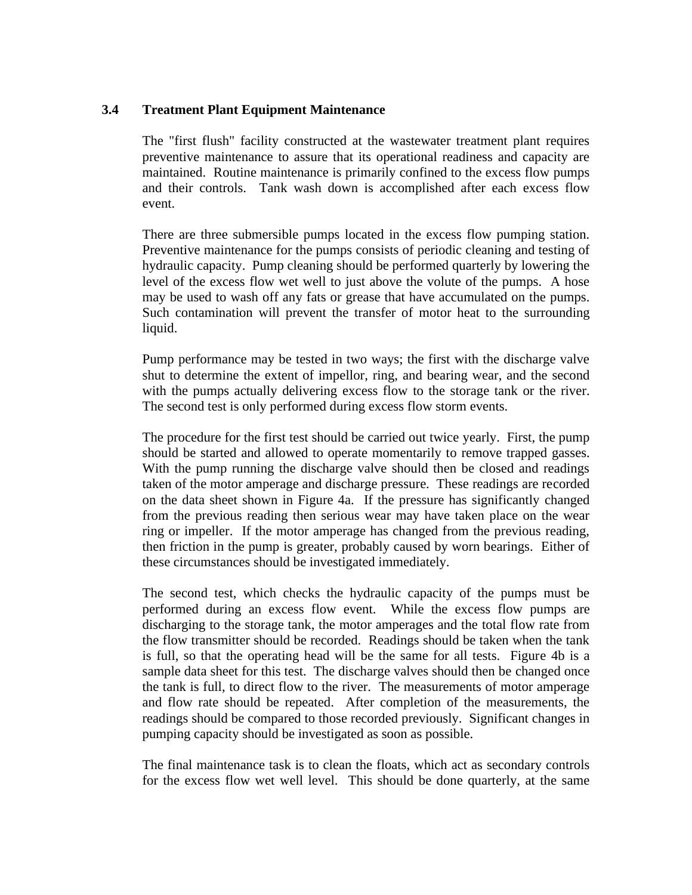### 3.4 Treatment Plant Equipment Maintenance

The "first flush" facility constructed at the wastewater treatment plant requires preventive maintenance to assure that its operational readiness and capacity are maintained. Routine maintenance is primarily confined to the excess flow pumps and their controls. Tank wash down is accomplished after each excess flow event.

There are three submersible pumps located in the excess flow pumping station. Preventive maintenance for the pumps consists of periodic cleaning and testing of hydraulic capacity. Pump cleaning should be performed quarterly by lowering the level of the excess flow wet well to just above the volute of the pumps. A hose may be used to wash off any fats or grease that have accumulated on the pumps. Such contamination will prevent the transfer of motor heat to the surrounding liquid.

Pump performance may be tested in two ways; the first with the discharge valve shut to determine the extent of impellor, ring, and bearing wear, and the second with the pumps actually delivering excess flow to the storage tank or the river. The second test is only performed during excess flow storm events.

The procedure for the first test should be carried out twice yearly. First, the pump should be started and allowed to operate momentarily to remove trapped gasses. With the pump running the discharge valve should then be closed and readings taken of the motor amperage and discharge pressure. These readings are recorded on the data sheet shown in Figure 4a. If the pressure has significantly changed from the previous reading then serious wear may have taken place on the wear ring or impeller. If the motor amperage has changed from the previous reading, then friction in the pump is greater, probably caused by worn bearings. Either of these circumstances should be investigated immediately.

The second test, which checks the hydraulic capacity of the pumps must be performed during an excess flow event. While the excess flow pumps are discharging to the storage tank, the motor amperages and the total flow rate from the flow transmitter should be recorded. Readings should be taken when the tank is full, so that the operating head will be the same for all tests. Figure 4b is a sample data sheet for this test. The discharge valves should then be changed once the tank is full, to direct flow to the river. The measurements of motor amperage and flow rate should be repeated. After completion of the measurements, the readings should be compared to those recorded previously. Significant changes in pumping capacity should be investigated as soon as possible.

The final maintenance task is to clean the floats, which act as secondary controls for the excess flow wet well level. This should be done quarterly, at the same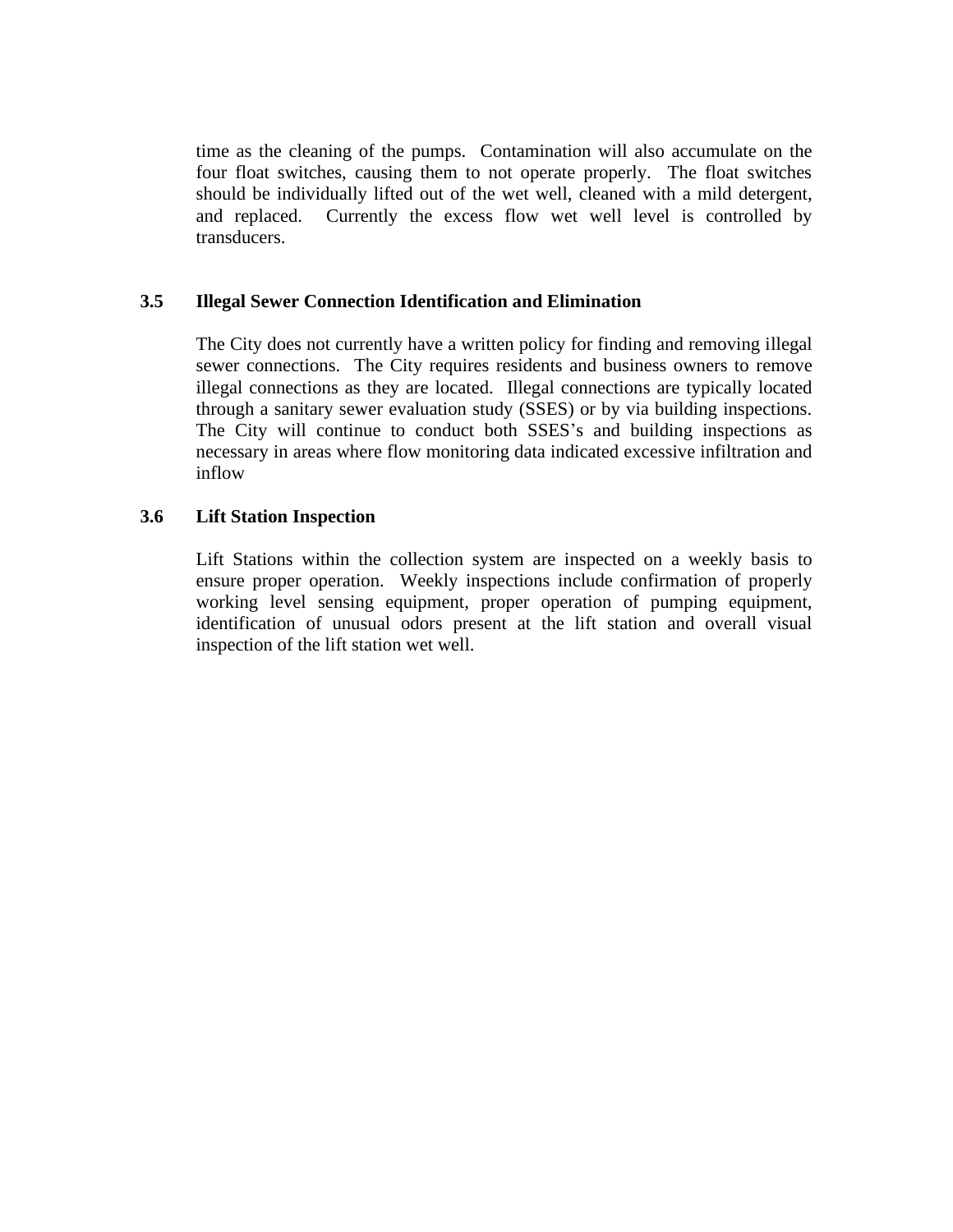time as the cleaning of the pumps. Contamination will also accumulate on the four float switches, causing them to not operate properly. The float switches should be individually lifted out of the wet well, cleaned with a mild detergent, and replaced. Currently the excess flow wet well level is controlled by transducers.

### 3.5 Illegal Sewer Connection Identification and Elimination

The City does not currently have a written policy for finding and removing illegal sewer connections. The City requires residents and business owners to remove illegal connections as they are located. Illegal connections are typically located through a sanitary sewer evaluation study (SSES) or by via building inspections. The City will continue to conduct both SSES's and building inspections as necessary in areas where flow monitoring data indicated excessive infiltration and inflow

### 3.6 Lift Station Inspection

Lift Stations within the collection system are inspected on a weekly basis to ensure proper operation. Weekly inspections include confirmation of properly working level sensing equipment, proper operation of pumping equipment, identification of unusual odors present at the lift station and overall visual inspection of the lift station wet well.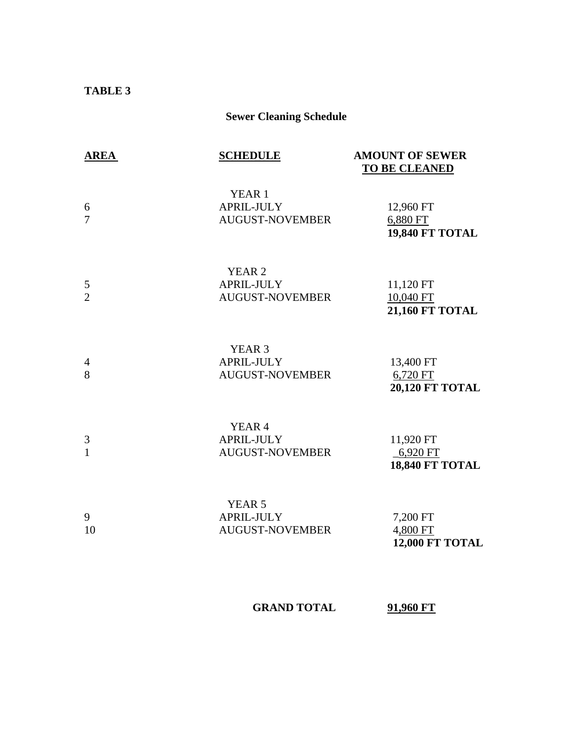**TABLE 3**

**Sewer Cleaning Schedule**

| AREA | SCHEDULE | AMOUNT OF SEWER TO BE CLEANED |
|---|---|---|
| | YEAR 1 | |
| 6 | APRIL-JULY | 12,960 FT |
| 7 | AUGUST-NOVEMBER | 6,880 FT |
| | | **19,840 FT TOTAL** |
| | YEAR 2 | |
| 5 | APRIL-JULY | 11,120 FT |
| 2 | AUGUST-NOVEMBER | 10,040 FT |
| | | **21,160 FT TOTAL** |
| | YEAR 3 | |
| 4 | APRIL-JULY | 13,400 FT |
| 8 | AUGUST-NOVEMBER | 6,720 FT |
| | | **20,120 FT TOTAL** |
| | YEAR 4 | |
| 3 | APRIL-JULY | 11,920 FT |
| 1 | AUGUST-NOVEMBER | 6,920 FT |
| | | **18,840 FT TOTAL** |
| | YEAR 5 | |
| 9 | APRIL-JULY | 7,200 FT |
| 10 | AUGUST-NOVEMBER | 4,800 FT |
| | | **12,000 FT TOTAL** |
| | **GRAND TOTAL** | **91,960 FT** |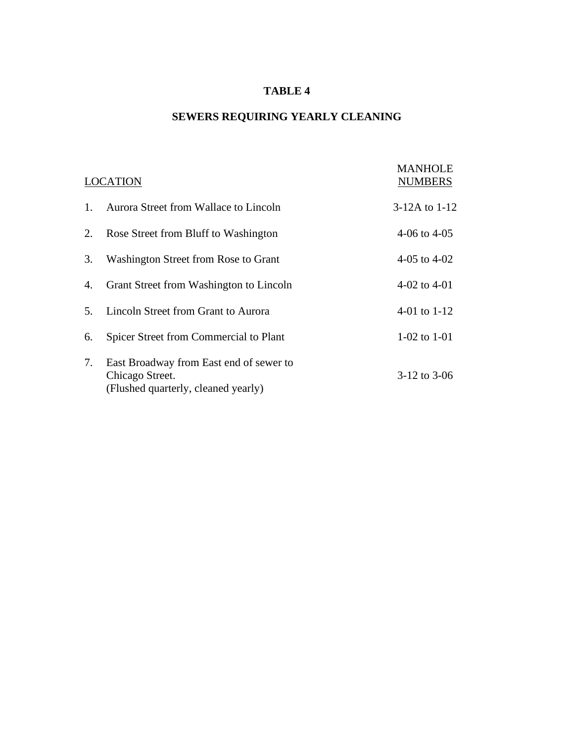# TABLE 4

## SEWERS REQUIRING YEARLY CLEANING

| | LOCATION | MANHOLE NUMBERS |
|---|---|---|
| 1. | Aurora Street from Wallace to Lincoln | 3-12A to 1-12 |
| 2. | Rose Street from Bluff to Washington | 4-06 to 4-05 |
| 3. | Washington Street from Rose to Grant | 4-05 to 4-02 |
| 4. | Grant Street from Washington to Lincoln | 4-02 to 4-01 |
| 5. | Lincoln Street from Grant to Aurora | 4-01 to 1-12 |
| 6. | Spicer Street from Commercial to Plant | 1-02 to 1-01 |
| 7. | East Broadway from East end of sewer to Chicago Street. (Flushed quarterly, cleaned yearly) | 3-12 to 3-06 |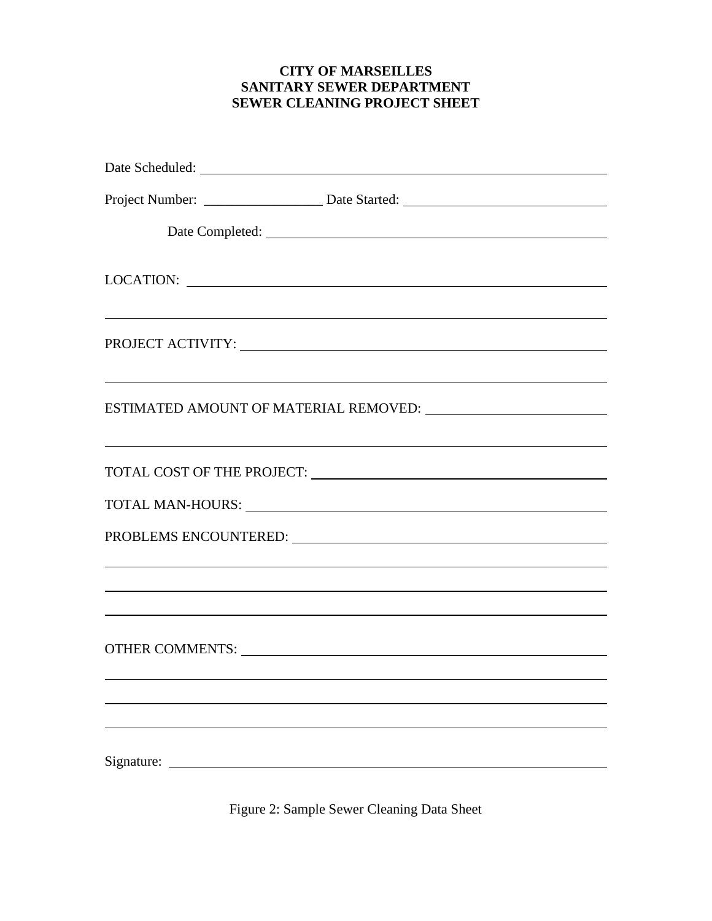**CITY OF MARSEILLES**
**SANITARY SEWER DEPARTMENT**
**SEWER CLEANING PROJECT SHEET**

Date Scheduled: ______________________________________________

Project Number: ______________ Date Started: ______________________

Date Completed: ______________________________________

LOCATION: _________________________________________________

__________________________________________________________

PROJECT ACTIVITY: __________________________________________

__________________________________________________________

ESTIMATED AMOUNT OF MATERIAL REMOVED: ____________________

__________________________________________________________

TOTAL COST OF THE PROJECT: ___________________________________

TOTAL MAN-HOURS: __________________________________________

PROBLEMS ENCOUNTERED: ______________________________________

__________________________________________________________

__________________________________________________________

__________________________________________________________

OTHER COMMENTS: ___________________________________________

__________________________________________________________

__________________________________________________________

__________________________________________________________

Signature: _________________________________________________

Figure 2: Sample Sewer Cleaning Data Sheet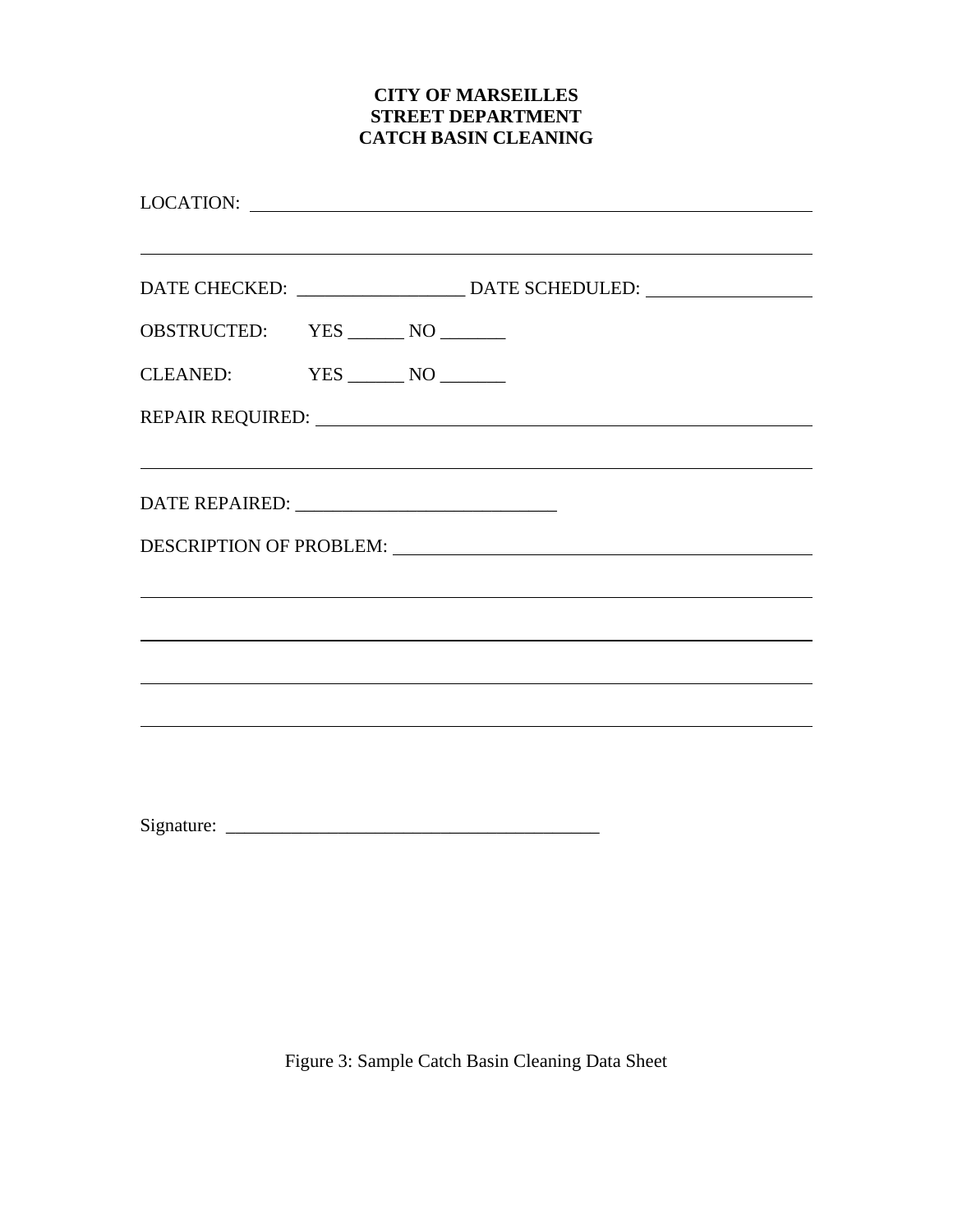**CITY OF MARSEILLES**
**STREET DEPARTMENT**
**CATCH BASIN CLEANING**

LOCATION: ____________________________________________________________

______________________________________________________________________

DATE CHECKED: __________________ DATE SCHEDULED: __________________

OBSTRUCTED: YES ______ NO _______

CLEANED: YES ______ NO _______

REPAIR REQUIRED: ______________________________________________________

______________________________________________________________________

DATE REPAIRED: ____________________________

DESCRIPTION OF PROBLEM: _______________________________________________

______________________________________________________________________

______________________________________________________________________

______________________________________________________________________

______________________________________________________________________

Signature: ________________________________________

Figure 3: Sample Catch Basin Cleaning Data Sheet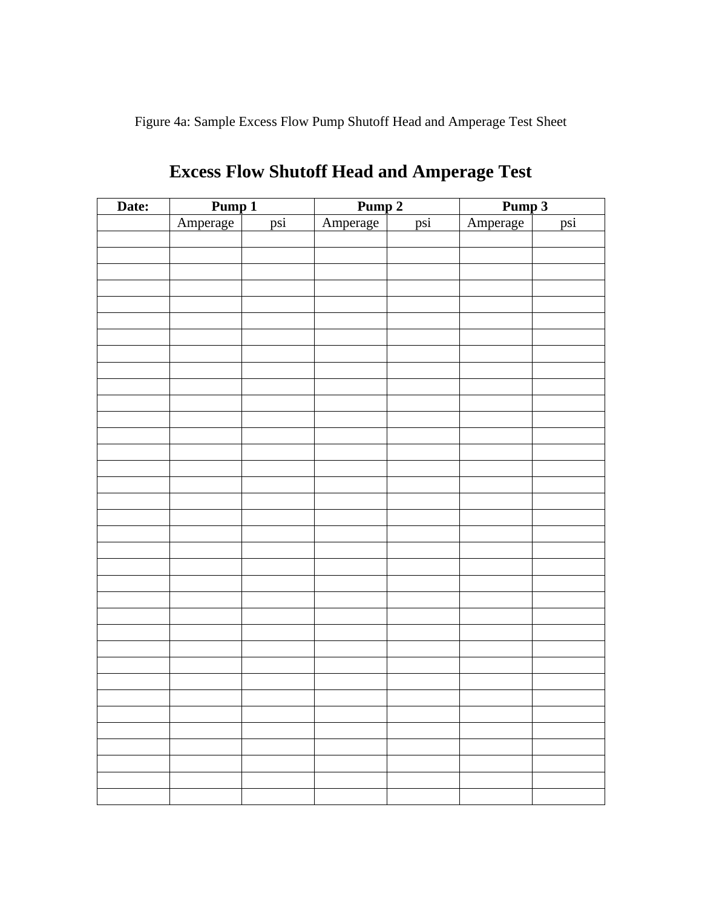Figure 4a: Sample Excess Flow Pump Shutoff Head and Amperage Test Sheet

# Excess Flow Shutoff Head and Amperage Test

| **Date:** | **Pump 1** | | **Pump 2** | | **Pump 3** | |
|---|---|---|---|---|---|---|
| | Amperage | psi | Amperage | psi | Amperage | psi |
| | | | | | | |
| | | | | | | |
| | | | | | | |
| | | | | | | |
| | | | | | | |
| | | | | | | |
| | | | | | | |
| | | | | | | |
| | | | | | | |
| | | | | | | |
| | | | | | | |
| | | | | | | |
| | | | | | | |
| | | | | | | |
| | | | | | | |
| | | | | | | |
| | | | | | | |
| | | | | | | |
| | | | | | | |
| | | | | | | |
| | | | | | | |
| | | | | | | |
| | | | | | | |
| | | | | | | |
| | | | | | | |
| | | | | | | |
| | | | | | | |
| | | | | | | |
| | | | | | | |
| | | | | | | |
| | | | | | | |
| | | | | | | |
| | | | | | | |
| | | | | | | |
| | | | | | | |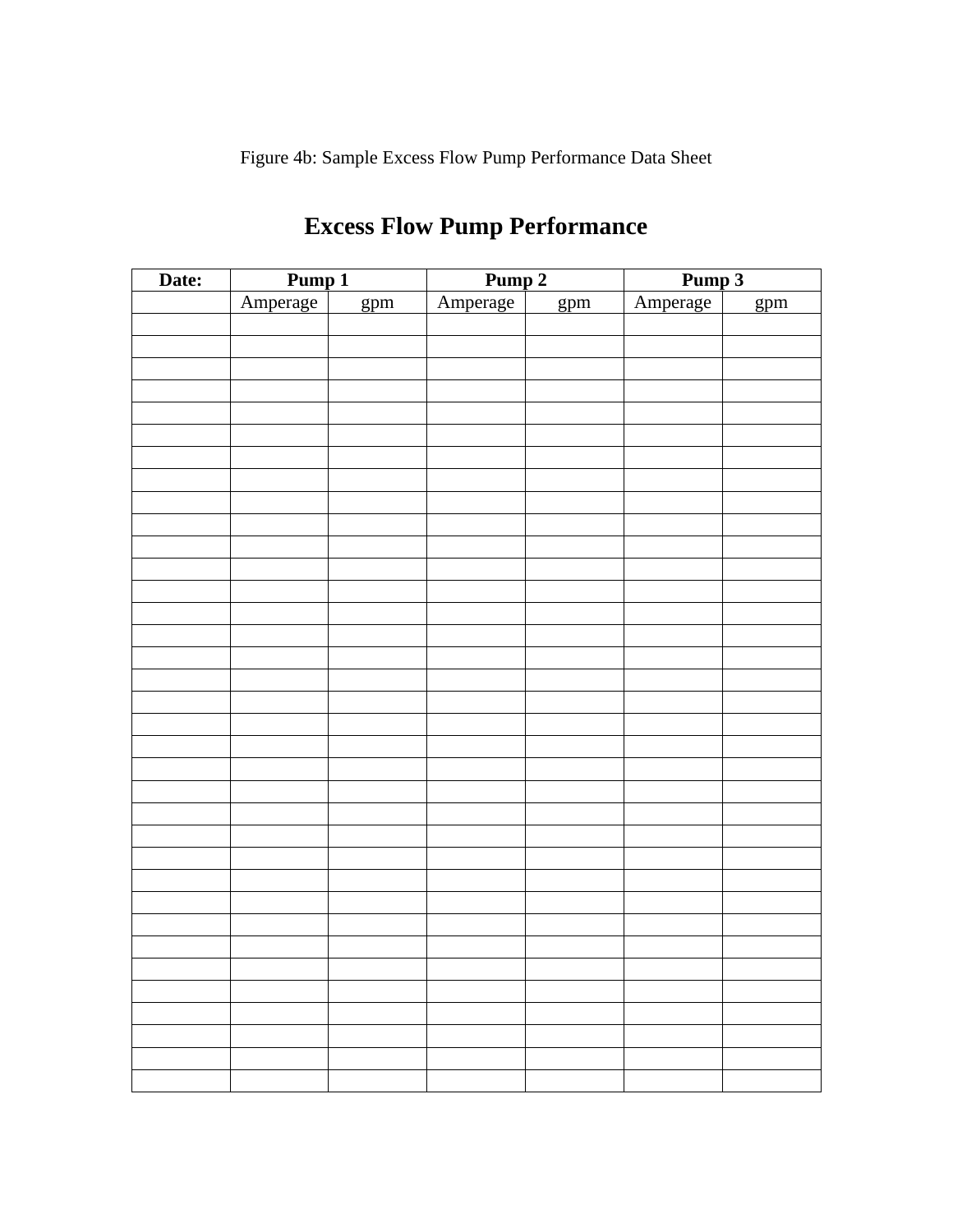Figure 4b: Sample Excess Flow Pump Performance Data Sheet

# Excess Flow Pump Performance

| Date: | Pump 1 | | Pump 2 | | Pump 3 | |
|---|---|---|---|---|---|---|
| | Amperage | gpm | Amperage | gpm | Amperage | gpm |
| | | | | | | |
| | | | | | | |
| | | | | | | |
| | | | | | | |
| | | | | | | |
| | | | | | | |
| | | | | | | |
| | | | | | | |
| | | | | | | |
| | | | | | | |
| | | | | | | |
| | | | | | | |
| | | | | | | |
| | | | | | | |
| | | | | | | |
| | | | | | | |
| | | | | | | |
| | | | | | | |
| | | | | | | |
| | | | | | | |
| | | | | | | |
| | | | | | | |
| | | | | | | |
| | | | | | | |
| | | | | | | |
| | | | | | | |
| | | | | | | |
| | | | | | | |
| | | | | | | |
| | | | | | | |
| | | | | | | |
| | | | | | | |
| | | | | | | |
| | | | | | | |
| | | | | | | |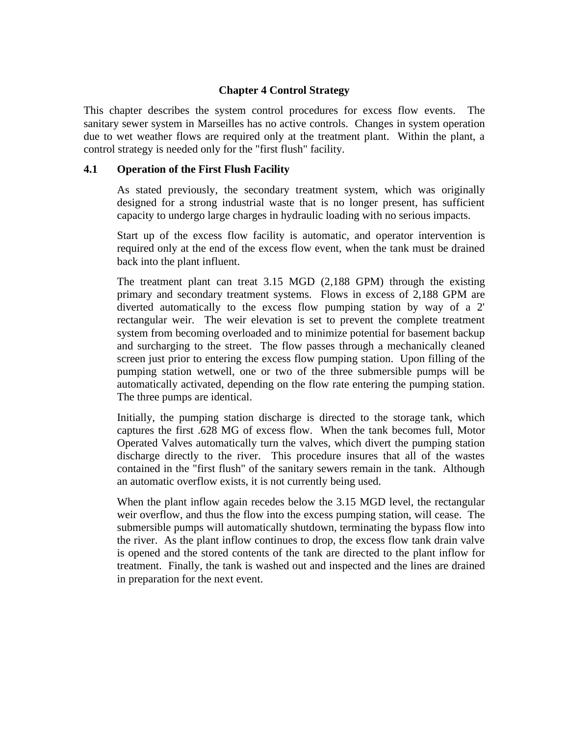# Chapter 4 Control Strategy

This chapter describes the system control procedures for excess flow events. The sanitary sewer system in Marseilles has no active controls. Changes in system operation due to wet weather flows are required only at the treatment plant. Within the plant, a control strategy is needed only for the "first flush" facility.

## 4.1 Operation of the First Flush Facility

As stated previously, the secondary treatment system, which was originally designed for a strong industrial waste that is no longer present, has sufficient capacity to undergo large charges in hydraulic loading with no serious impacts.

Start up of the excess flow facility is automatic, and operator intervention is required only at the end of the excess flow event, when the tank must be drained back into the plant influent.

The treatment plant can treat 3.15 MGD (2,188 GPM) through the existing primary and secondary treatment systems. Flows in excess of 2,188 GPM are diverted automatically to the excess flow pumping station by way of a 2' rectangular weir. The weir elevation is set to prevent the complete treatment system from becoming overloaded and to minimize potential for basement backup and surcharging to the street. The flow passes through a mechanically cleaned screen just prior to entering the excess flow pumping station. Upon filling of the pumping station wetwell, one or two of the three submersible pumps will be automatically activated, depending on the flow rate entering the pumping station. The three pumps are identical.

Initially, the pumping station discharge is directed to the storage tank, which captures the first .628 MG of excess flow. When the tank becomes full, Motor Operated Valves automatically turn the valves, which divert the pumping station discharge directly to the river. This procedure insures that all of the wastes contained in the "first flush" of the sanitary sewers remain in the tank. Although an automatic overflow exists, it is not currently being used.

When the plant inflow again recedes below the 3.15 MGD level, the rectangular weir overflow, and thus the flow into the excess pumping station, will cease. The submersible pumps will automatically shutdown, terminating the bypass flow into the river. As the plant inflow continues to drop, the excess flow tank drain valve is opened and the stored contents of the tank are directed to the plant inflow for treatment. Finally, the tank is washed out and inspected and the lines are drained in preparation for the next event.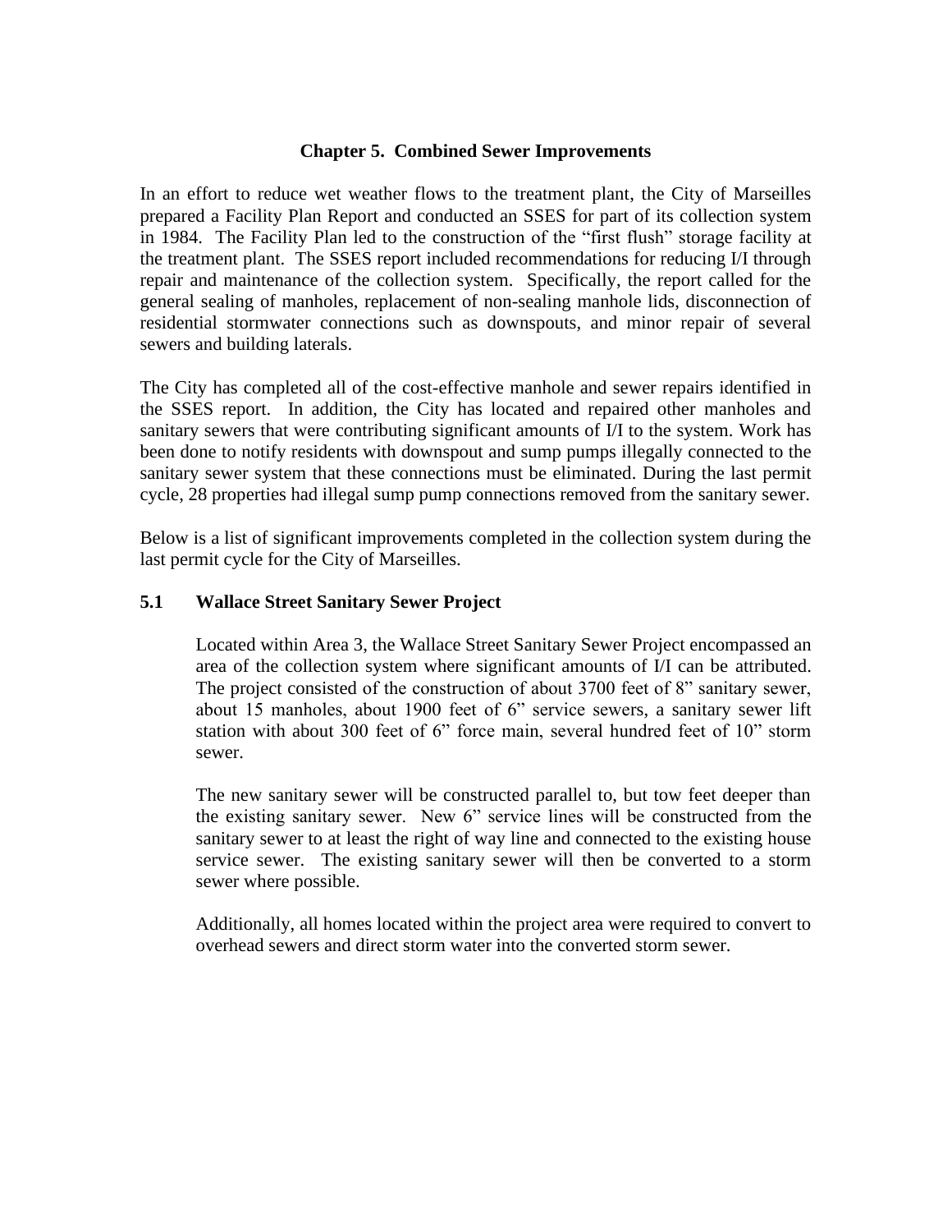# Chapter 5. Combined Sewer Improvements

In an effort to reduce wet weather flows to the treatment plant, the City of Marseilles prepared a Facility Plan Report and conducted an SSES for part of its collection system in 1984. The Facility Plan led to the construction of the "first flush" storage facility at the treatment plant. The SSES report included recommendations for reducing I/I through repair and maintenance of the collection system. Specifically, the report called for the general sealing of manholes, replacement of non-sealing manhole lids, disconnection of residential stormwater connections such as downspouts, and minor repair of several sewers and building laterals.

The City has completed all of the cost-effective manhole and sewer repairs identified in the SSES report. In addition, the City has located and repaired other manholes and sanitary sewers that were contributing significant amounts of I/I to the system. Work has been done to notify residents with downspout and sump pumps illegally connected to the sanitary sewer system that these connections must be eliminated. During the last permit cycle, 28 properties had illegal sump pump connections removed from the sanitary sewer.

Below is a list of significant improvements completed in the collection system during the last permit cycle for the City of Marseilles.

## 5.1 Wallace Street Sanitary Sewer Project

Located within Area 3, the Wallace Street Sanitary Sewer Project encompassed an area of the collection system where significant amounts of I/I can be attributed. The project consisted of the construction of about 3700 feet of 8" sanitary sewer, about 15 manholes, about 1900 feet of 6" service sewers, a sanitary sewer lift station with about 300 feet of 6" force main, several hundred feet of 10" storm sewer.

The new sanitary sewer will be constructed parallel to, but tow feet deeper than the existing sanitary sewer. New 6" service lines will be constructed from the sanitary sewer to at least the right of way line and connected to the existing house service sewer. The existing sanitary sewer will then be converted to a storm sewer where possible.

Additionally, all homes located within the project area were required to convert to overhead sewers and direct storm water into the converted storm sewer.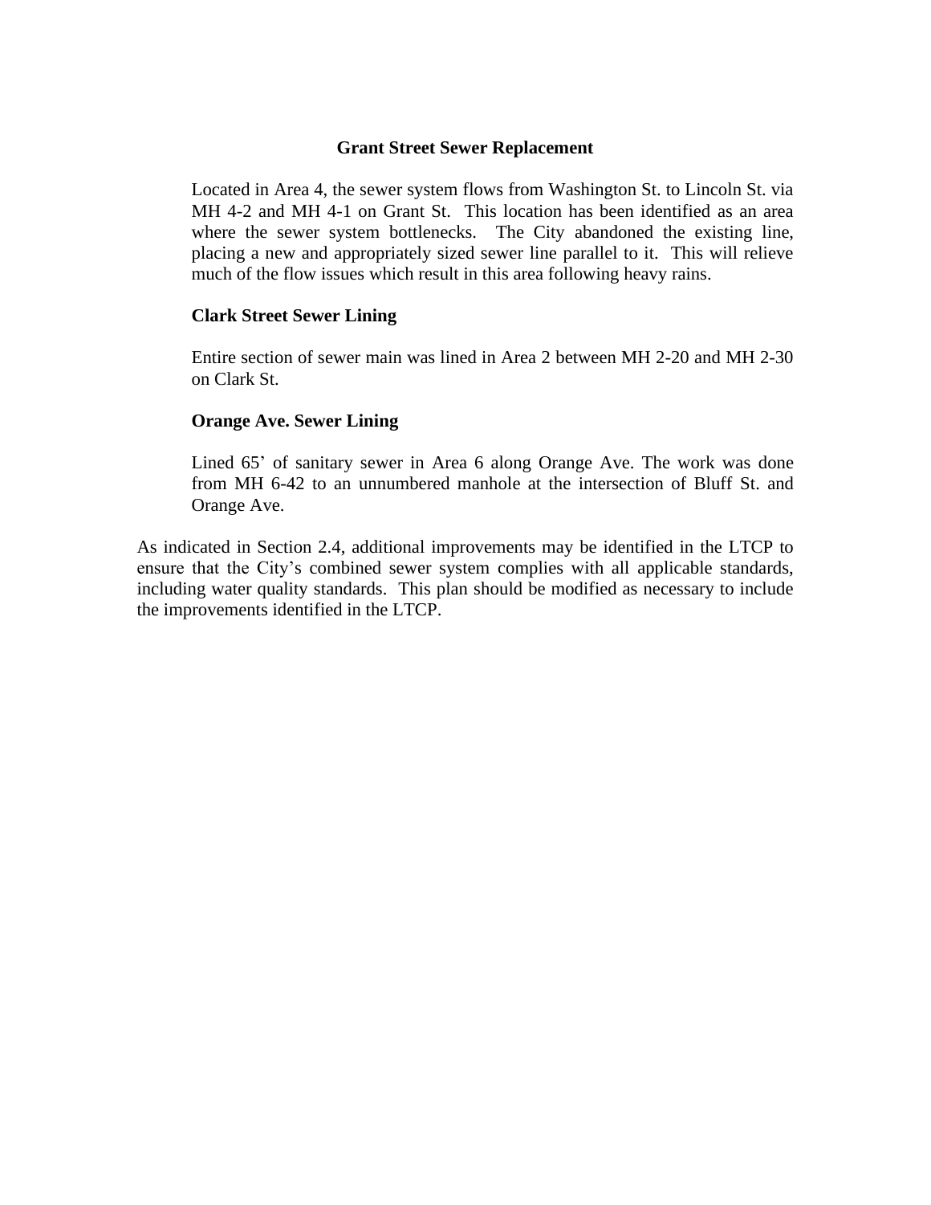**Grant Street Sewer Replacement**

Located in Area 4, the sewer system flows from Washington St. to Lincoln St. via MH 4-2 and MH 4-1 on Grant St. This location has been identified as an area where the sewer system bottlenecks. The City abandoned the existing line, placing a new and appropriately sized sewer line parallel to it. This will relieve much of the flow issues which result in this area following heavy rains.

**Clark Street Sewer Lining**

Entire section of sewer main was lined in Area 2 between MH 2-20 and MH 2-30 on Clark St.

**Orange Ave. Sewer Lining**

Lined 65' of sanitary sewer in Area 6 along Orange Ave. The work was done from MH 6-42 to an unnumbered manhole at the intersection of Bluff St. and Orange Ave.

As indicated in Section 2.4, additional improvements may be identified in the LTCP to ensure that the City's combined sewer system complies with all applicable standards, including water quality standards. This plan should be modified as necessary to include the improvements identified in the LTCP.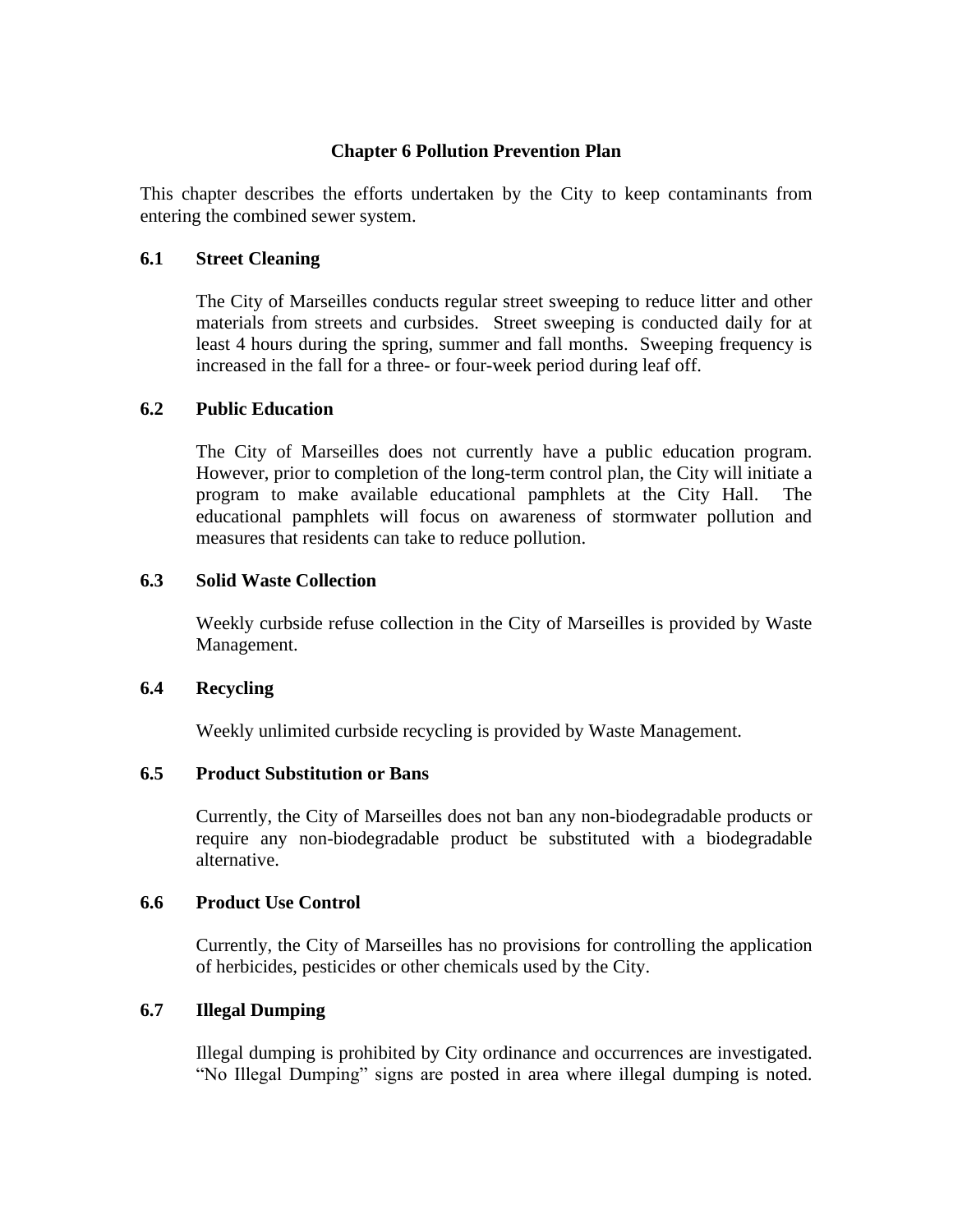## Chapter 6 Pollution Prevention Plan

This chapter describes the efforts undertaken by the City to keep contaminants from entering the combined sewer system.

### 6.1 Street Cleaning

The City of Marseilles conducts regular street sweeping to reduce litter and other materials from streets and curbsides. Street sweeping is conducted daily for at least 4 hours during the spring, summer and fall months. Sweeping frequency is increased in the fall for a three- or four-week period during leaf off.

### 6.2 Public Education

The City of Marseilles does not currently have a public education program. However, prior to completion of the long-term control plan, the City will initiate a program to make available educational pamphlets at the City Hall. The educational pamphlets will focus on awareness of stormwater pollution and measures that residents can take to reduce pollution.

### 6.3 Solid Waste Collection

Weekly curbside refuse collection in the City of Marseilles is provided by Waste Management.

### 6.4 Recycling

Weekly unlimited curbside recycling is provided by Waste Management.

### 6.5 Product Substitution or Bans

Currently, the City of Marseilles does not ban any non-biodegradable products or require any non-biodegradable product be substituted with a biodegradable alternative.

### 6.6 Product Use Control

Currently, the City of Marseilles has no provisions for controlling the application of herbicides, pesticides or other chemicals used by the City.

### 6.7 Illegal Dumping

Illegal dumping is prohibited by City ordinance and occurrences are investigated. "No Illegal Dumping" signs are posted in area where illegal dumping is noted.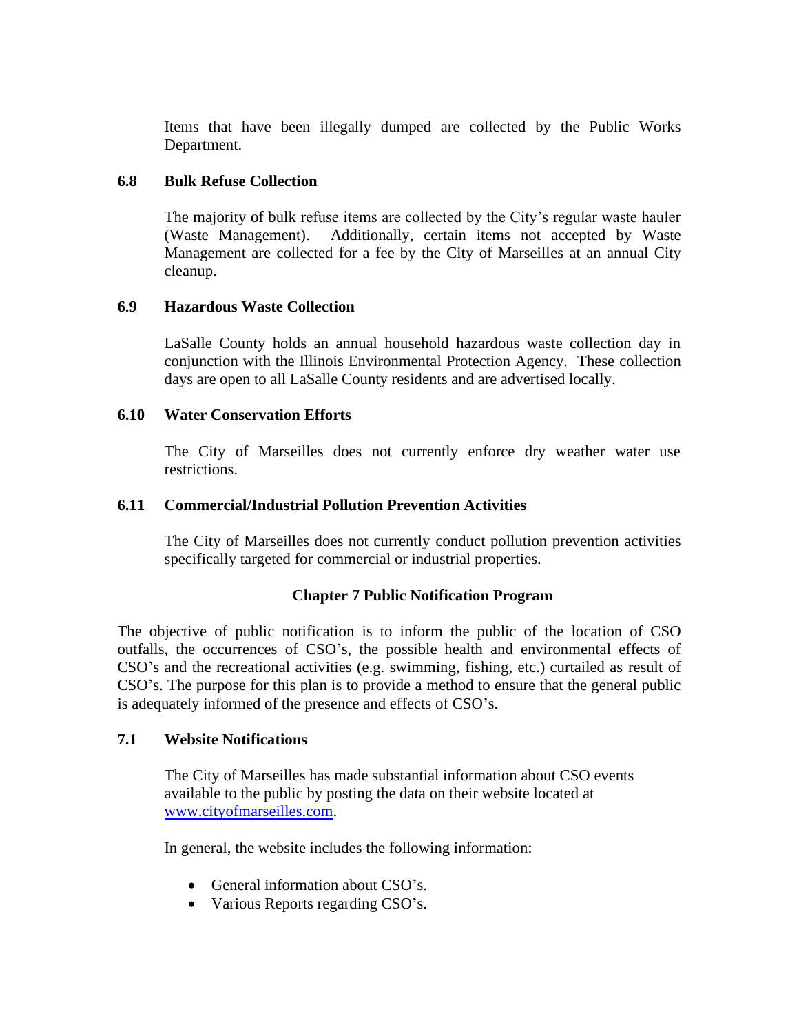Items that have been illegally dumped are collected by the Public Works Department.

### 6.8 Bulk Refuse Collection

The majority of bulk refuse items are collected by the City's regular waste hauler (Waste Management). Additionally, certain items not accepted by Waste Management are collected for a fee by the City of Marseilles at an annual City cleanup.

### 6.9 Hazardous Waste Collection

LaSalle County holds an annual household hazardous waste collection day in conjunction with the Illinois Environmental Protection Agency. These collection days are open to all LaSalle County residents and are advertised locally.

### 6.10 Water Conservation Efforts

The City of Marseilles does not currently enforce dry weather water use restrictions.

### 6.11 Commercial/Industrial Pollution Prevention Activities

The City of Marseilles does not currently conduct pollution prevention activities specifically targeted for commercial or industrial properties.

## Chapter 7 Public Notification Program

The objective of public notification is to inform the public of the location of CSO outfalls, the occurrences of CSO's, the possible health and environmental effects of CSO's and the recreational activities (e.g. swimming, fishing, etc.) curtailed as result of CSO's. The purpose for this plan is to provide a method to ensure that the general public is adequately informed of the presence and effects of CSO's.

### 7.1 Website Notifications

The City of Marseilles has made substantial information about CSO events available to the public by posting the data on their website located at www.cityofmarseilles.com.

In general, the website includes the following information:

- General information about CSO's.
- Various Reports regarding CSO's.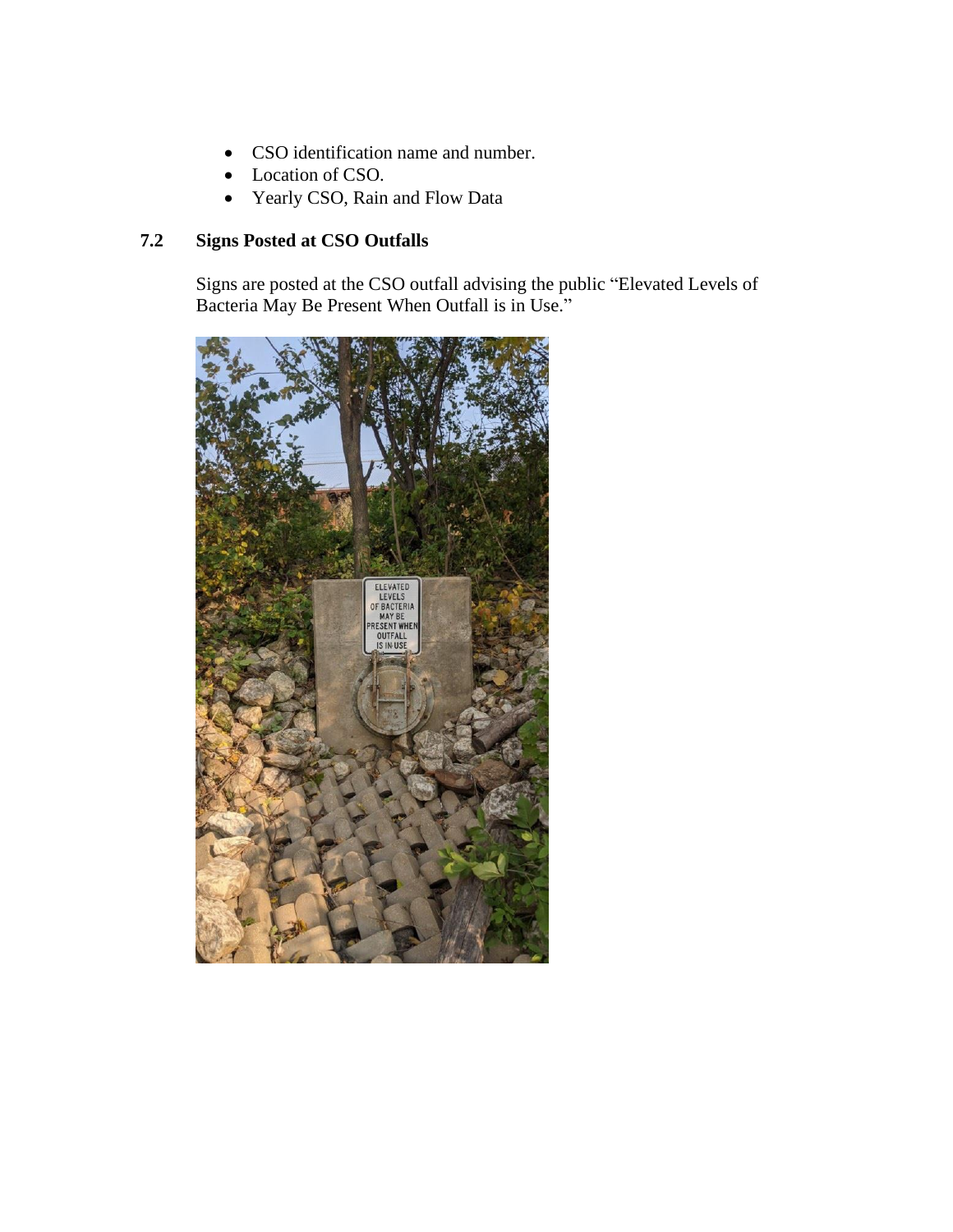- CSO identification name and number.
- Location of CSO.
- Yearly CSO, Rain and Flow Data

### 7.2 Signs Posted at CSO Outfalls

Signs are posted at the CSO outfall advising the public "Elevated Levels of Bacteria May Be Present When Outfall is in Use."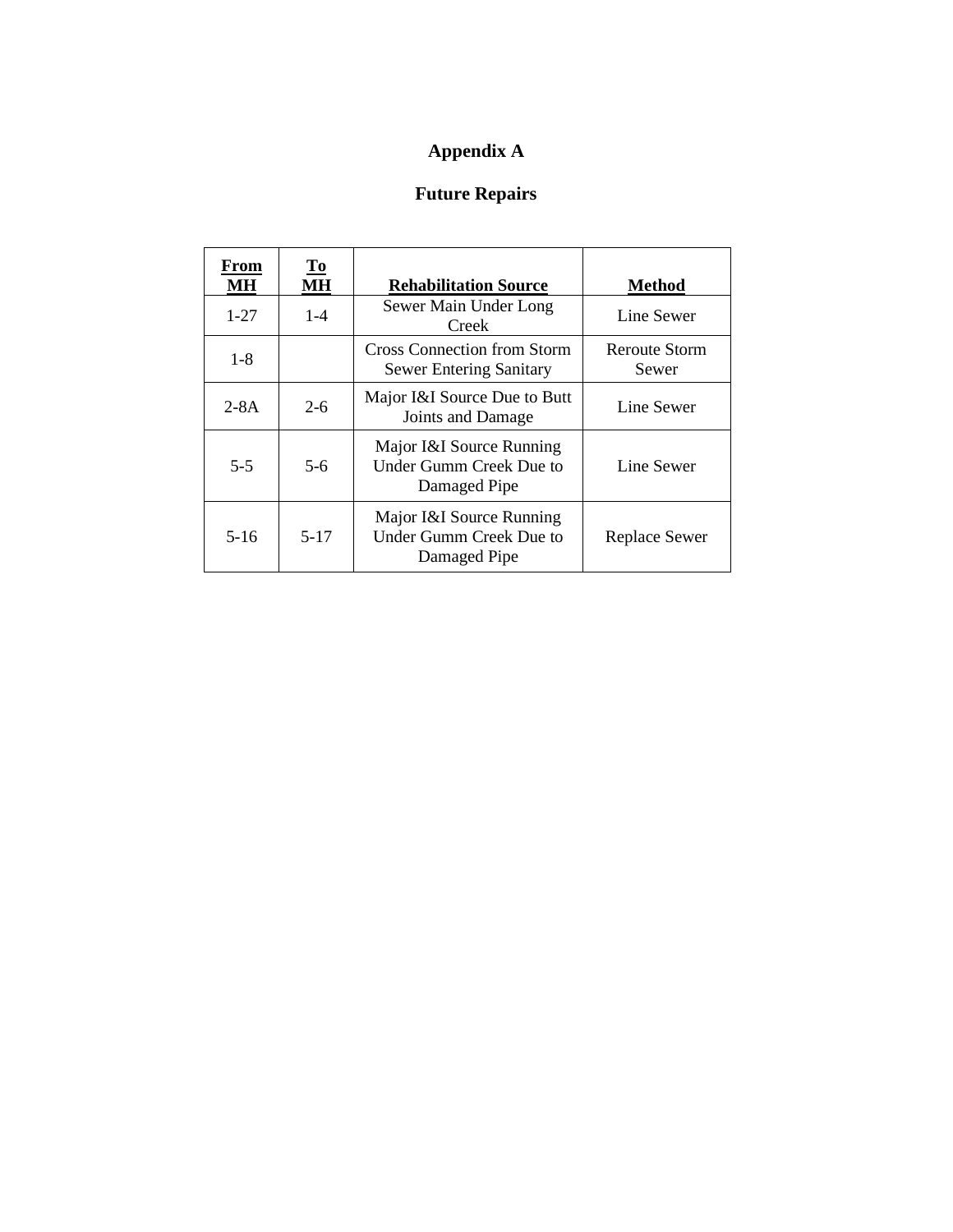# Appendix A

## Future Repairs

| From MH | To MH | Rehabilitation Source | Method |
|---|---|---|---|
| 1-27 | 1-4 | Sewer Main Under Long Creek | Line Sewer |
| 1-8 | | Cross Connection from Storm Sewer Entering Sanitary | Reroute Storm Sewer |
| 2-8A | 2-6 | Major I&I Source Due to Butt Joints and Damage | Line Sewer |
| 5-5 | 5-6 | Major I&I Source Running Under Gumm Creek Due to Damaged Pipe | Line Sewer |
| 5-16 | 5-17 | Major I&I Source Running Under Gumm Creek Due to Damaged Pipe | Replace Sewer |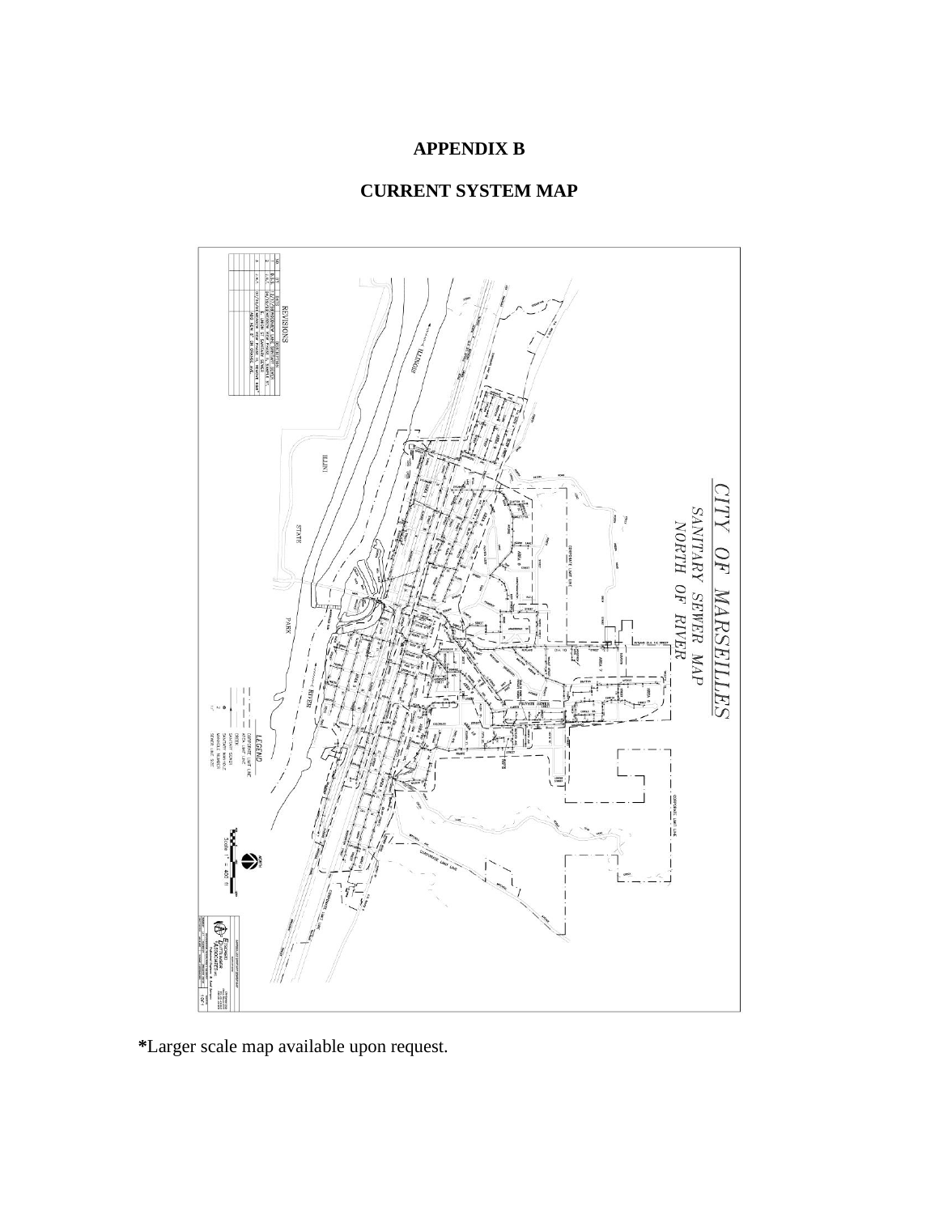# APPENDIX B

## CURRENT SYSTEM MAP

**\***Larger scale map available upon request.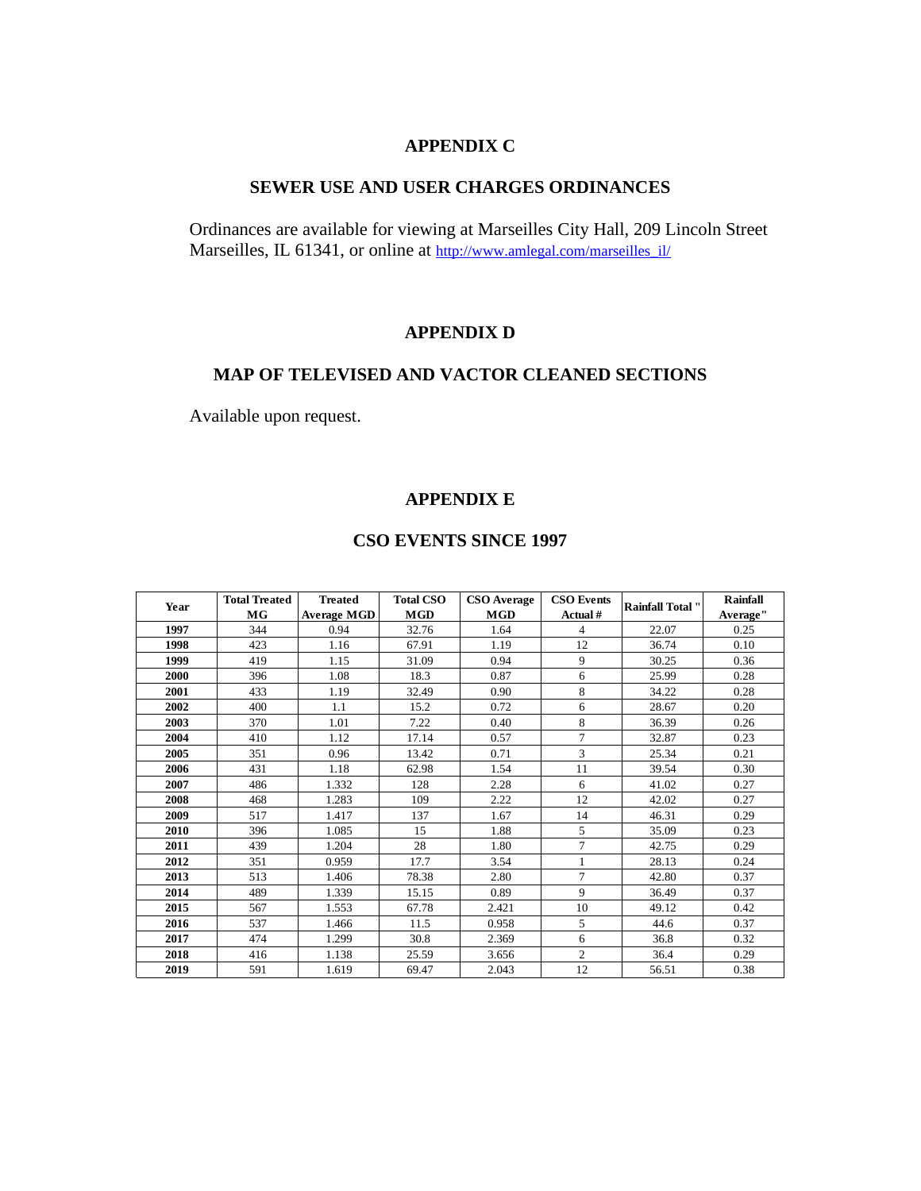# APPENDIX C

## SEWER USE AND USER CHARGES ORDINANCES

Ordinances are available for viewing at Marseilles City Hall, 209 Lincoln Street Marseilles, IL 61341, or online at http://www.amlegal.com/marseilles_il/

# APPENDIX D

## MAP OF TELEVISED AND VACTOR CLEANED SECTIONS

Available upon request.

# APPENDIX E

## CSO EVENTS SINCE 1997

| Year | Total Treated MG | Treated Average MGD | Total CSO MGD | CSO Average MGD | CSO Events Actual # | Rainfall Total " | Rainfall Average" |
|---|---|---|---|---|---|---|---|
| **1997** | 344 | 0.94 | 32.76 | 1.64 | 4 | 22.07 | 0.25 |
| **1998** | 423 | 1.16 | 67.91 | 1.19 | 12 | 36.74 | 0.10 |
| **1999** | 419 | 1.15 | 31.09 | 0.94 | 9 | 30.25 | 0.36 |
| **2000** | 396 | 1.08 | 18.3 | 0.87 | 6 | 25.99 | 0.28 |
| **2001** | 433 | 1.19 | 32.49 | 0.90 | 8 | 34.22 | 0.28 |
| **2002** | 400 | 1.1 | 15.2 | 0.72 | 6 | 28.67 | 0.20 |
| **2003** | 370 | 1.01 | 7.22 | 0.40 | 8 | 36.39 | 0.26 |
| **2004** | 410 | 1.12 | 17.14 | 0.57 | 7 | 32.87 | 0.23 |
| **2005** | 351 | 0.96 | 13.42 | 0.71 | 3 | 25.34 | 0.21 |
| **2006** | 431 | 1.18 | 62.98 | 1.54 | 11 | 39.54 | 0.30 |
| **2007** | 486 | 1.332 | 128 | 2.28 | 6 | 41.02 | 0.27 |
| **2008** | 468 | 1.283 | 109 | 2.22 | 12 | 42.02 | 0.27 |
| **2009** | 517 | 1.417 | 137 | 1.67 | 14 | 46.31 | 0.29 |
| **2010** | 396 | 1.085 | 15 | 1.88 | 5 | 35.09 | 0.23 |
| **2011** | 439 | 1.204 | 28 | 1.80 | 7 | 42.75 | 0.29 |
| **2012** | 351 | 0.959 | 17.7 | 3.54 | 1 | 28.13 | 0.24 |
| **2013** | 513 | 1.406 | 78.38 | 2.80 | 7 | 42.80 | 0.37 |
| **2014** | 489 | 1.339 | 15.15 | 0.89 | 9 | 36.49 | 0.37 |
| **2015** | 567 | 1.553 | 67.78 | 2.421 | 10 | 49.12 | 0.42 |
| **2016** | 537 | 1.466 | 11.5 | 0.958 | 5 | 44.6 | 0.37 |
| **2017** | 474 | 1.299 | 30.8 | 2.369 | 6 | 36.8 | 0.32 |
| **2018** | 416 | 1.138 | 25.59 | 3.656 | 2 | 36.4 | 0.29 |
| **2019** | 591 | 1.619 | 69.47 | 2.043 | 12 | 56.51 | 0.38 |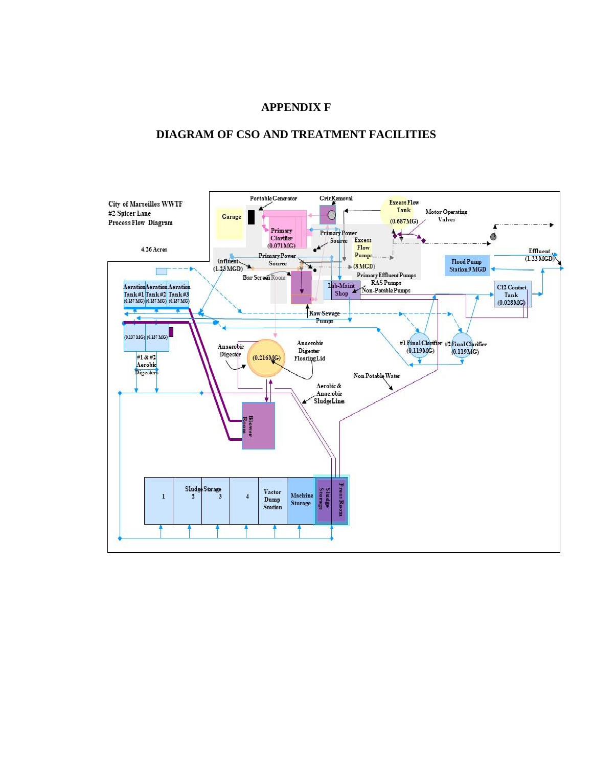# APPENDIX F

## DIAGRAM OF CSO AND TREATMENT FACILITIES

City of Marseilles WWTF
#2 Spicer Lane
Process Flow Diagram

4.26 Acres

Garage

Portable Generator

Grit Removal

Excess Flow Tank
(0.687MG)

Motor Operating Valves

Primary Clarifier
(0.071MG)

Primary Power Source

Excess Flow Pumps

Primary Power Source

Influent
(1.23 MGD)

Bar Screen Room

(8 MGD)

Primary Effluent Pumps

RAS Pumps

Non-Potable Pumps

Lab-Maint Shop

Effluent
(1.23 MGD)

Flood Pump Station 9 MGD

Cl2 Contact Tank
(0.028MG)

Aeration Tank #1 (0.137 MG)

Aeration Tank #2 (0.137 MG)

Aeration Tank #3 (0.137 MG)

Raw Sewage Pumps

(0.137 MG) (0.137 MG)

#1 & #2 Aerobic Digesters

Anaerobic Digester

(0.216MG)

Anaerobic Digester Floating Lid

#1 Final Clarifier
(0.119MG)

#2 Final Clarifier
(0.119MG)

Non Potable Water

Aerobic & Anaerobic Sludge Lines

Blower Room

1

Sludge Storage

2

3

4

Vactor Dump Station

Machine Storage

Sludge Storage

Press Room